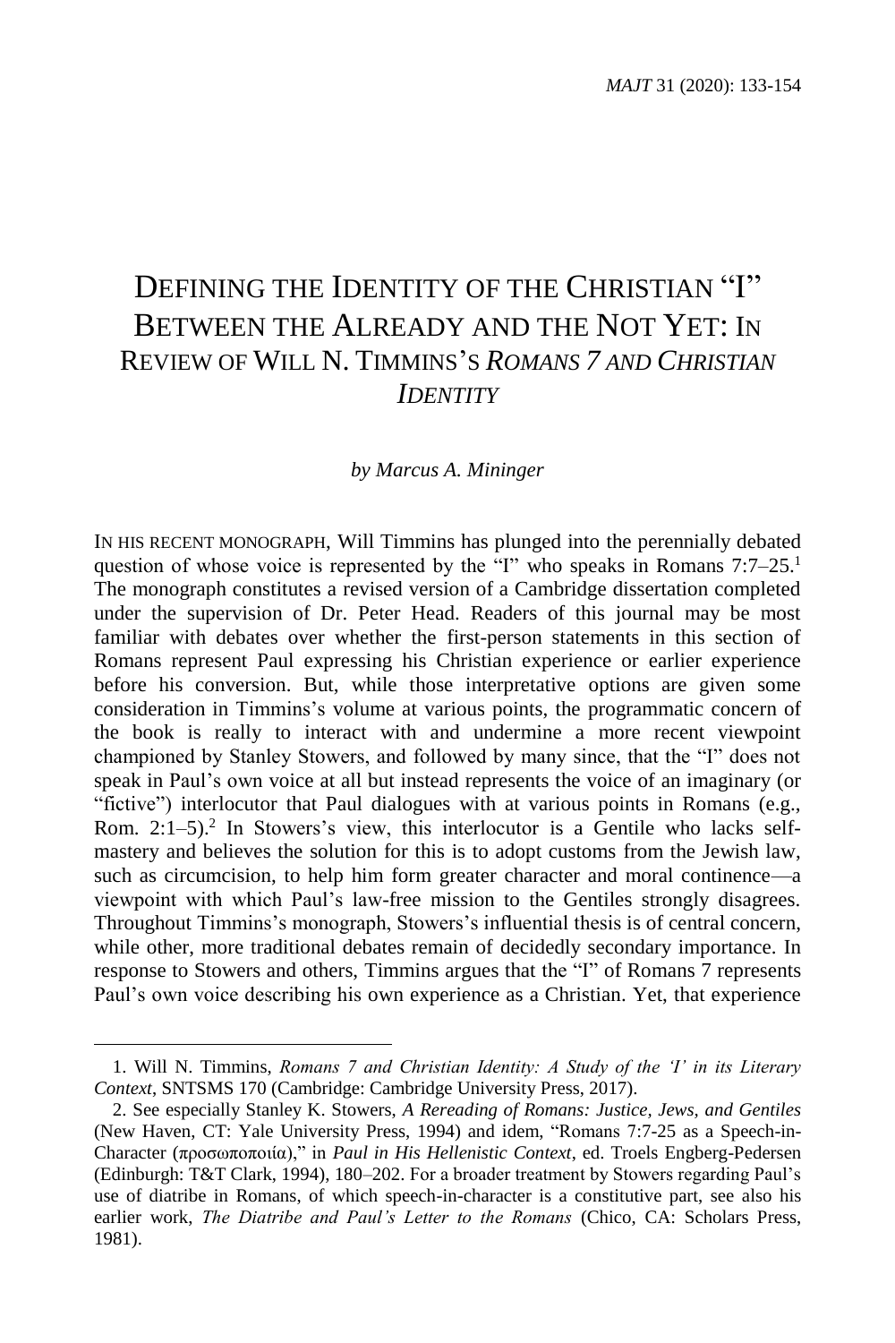# Defining the Identity of the Christian "I" Between the Already and the Not Yet: In Review of Will N. Timmins's *Romans 7 and Christian Identity*

*by Marcus A. Mininger*

IN HIS RECENT MONOGRAPH, Will Timmins has plunged into the perennially debated question of whose voice is represented by the "I" who speaks in Romans 7:7–25.[1] The monograph constitutes a revised version of a Cambridge dissertation completed under the supervision of Dr. Peter Head. Readers of this journal may be most familiar with debates over whether the first-person statements in this section of Romans represent Paul expressing his Christian experience or earlier experience before his conversion. But, while those interpretative options are given some consideration in Timmins's volume at various points, the programmatic concern of the book is really to interact with and undermine a more recent viewpoint championed by Stanley Stowers, and followed by many since, that the "I" does not speak in Paul's own voice at all but instead represents the voice of an imaginary (or "fictive") interlocutor that Paul dialogues with at various points in Romans (e.g., Rom. 2:1–5).[2] In Stowers's view, this interlocutor is a Gentile who lacks self-mastery and believes the solution for this is to adopt customs from the Jewish law, such as circumcision, to help him form greater character and moral continence—a viewpoint with which Paul's law-free mission to the Gentiles strongly disagrees. Throughout Timmins's monograph, Stowers's influential thesis is of central concern, while other, more traditional debates remain of decidedly secondary importance. In response to Stowers and others, Timmins argues that the "I" of Romans 7 represents Paul's own voice describing his own experience as a Christian. Yet, that experience

---

1. Will N. Timmins, *Romans 7 and Christian Identity: A Study of the 'I' in its Literary Context*, SNTSMS 170 (Cambridge: Cambridge University Press, 2017).

2. See especially Stanley K. Stowers, *A Rereading of Romans: Justice, Jews, and Gentiles* (New Haven, CT: Yale University Press, 1994) and idem, "Romans 7:7-25 as a Speech-in-Character (προσωποποιία)," in *Paul in His Hellenistic Context*, ed. Troels Engberg-Pedersen (Edinburgh: T&T Clark, 1994), 180–202. For a broader treatment by Stowers regarding Paul's use of diatribe in Romans, of which speech-in-character is a constitutive part, see also his earlier work, *The Diatribe and Paul's Letter to the Romans* (Chico, CA: Scholars Press, 1981).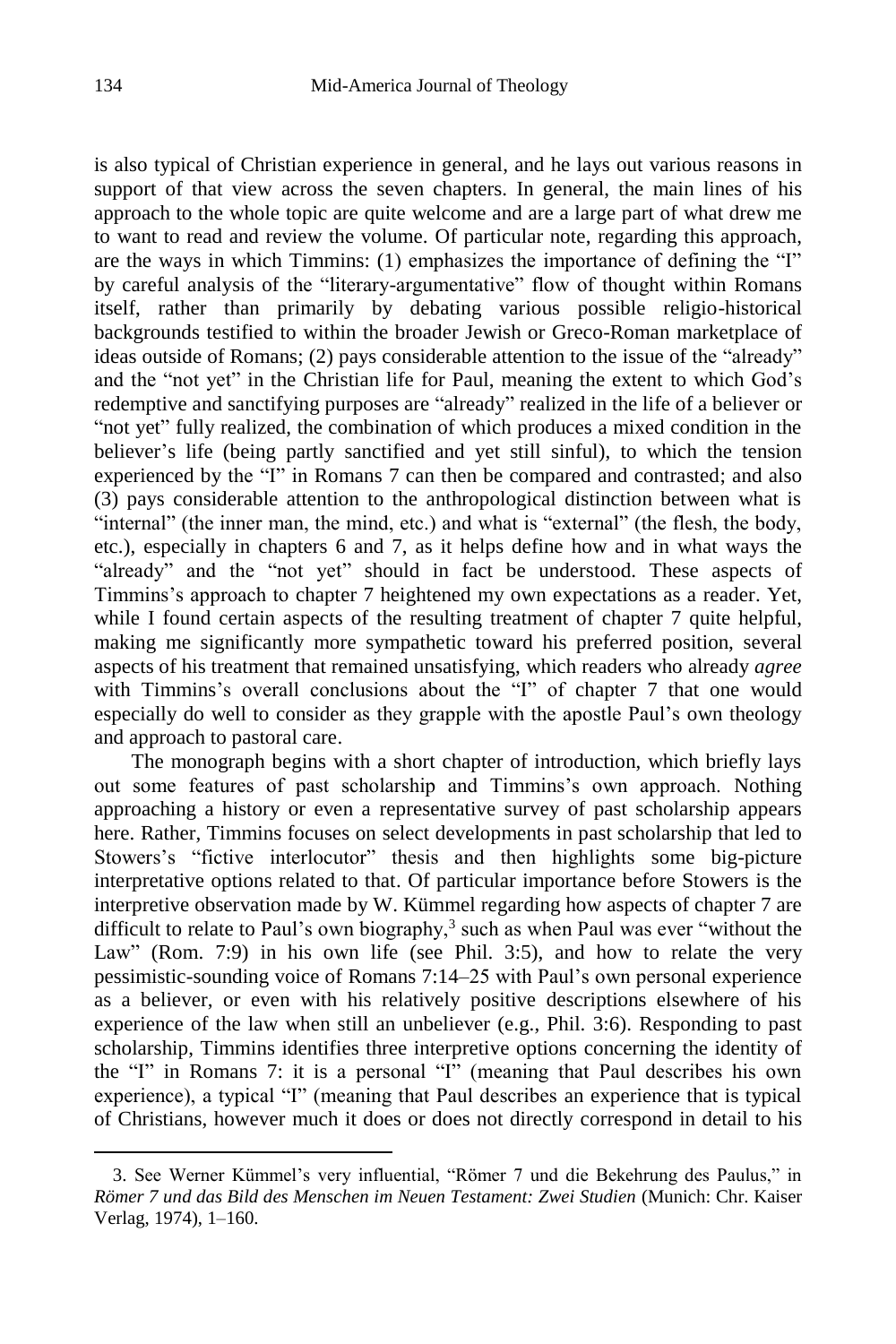is also typical of Christian experience in general, and he lays out various reasons in support of that view across the seven chapters. In general, the main lines of his approach to the whole topic are quite welcome and are a large part of what drew me to want to read and review the volume. Of particular note, regarding this approach, are the ways in which Timmins: (1) emphasizes the importance of defining the "I" by careful analysis of the "literary-argumentative" flow of thought within Romans itself, rather than primarily by debating various possible religio-historical backgrounds testified to within the broader Jewish or Greco-Roman marketplace of ideas outside of Romans; (2) pays considerable attention to the issue of the "already" and the "not yet" in the Christian life for Paul, meaning the extent to which God's redemptive and sanctifying purposes are "already" realized in the life of a believer or "not yet" fully realized, the combination of which produces a mixed condition in the believer's life (being partly sanctified and yet still sinful), to which the tension experienced by the "I" in Romans 7 can then be compared and contrasted; and also (3) pays considerable attention to the anthropological distinction between what is "internal" (the inner man, the mind, etc.) and what is "external" (the flesh, the body, etc.), especially in chapters 6 and 7, as it helps define how and in what ways the "already" and the "not yet" should in fact be understood. These aspects of Timmins's approach to chapter 7 heightened my own expectations as a reader. Yet, while I found certain aspects of the resulting treatment of chapter 7 quite helpful, making me significantly more sympathetic toward his preferred position, several aspects of his treatment that remained unsatisfying, which readers who already *agree* with Timmins's overall conclusions about the "I" of chapter 7 that one would especially do well to consider as they grapple with the apostle Paul's own theology and approach to pastoral care.

The monograph begins with a short chapter of introduction, which briefly lays out some features of past scholarship and Timmins's own approach. Nothing approaching a history or even a representative survey of past scholarship appears here. Rather, Timmins focuses on select developments in past scholarship that led to Stowers's "fictive interlocutor" thesis and then highlights some big-picture interpretative options related to that. Of particular importance before Stowers is the interpretive observation made by W. Kümmel regarding how aspects of chapter 7 are difficult to relate to Paul's own biography,[3] such as when Paul was ever "without the Law" (Rom. 7:9) in his own life (see Phil. 3:5), and how to relate the very pessimistic-sounding voice of Romans 7:14–25 with Paul's own personal experience as a believer, or even with his relatively positive descriptions elsewhere of his experience of the law when still an unbeliever (e.g., Phil. 3:6). Responding to past scholarship, Timmins identifies three interpretive options concerning the identity of the "I" in Romans 7: it is a personal "I" (meaning that Paul describes his own experience), a typical "I" (meaning that Paul describes an experience that is typical of Christians, however much it does or does not directly correspond in detail to his

3. See Werner Kümmel's very influential, "Römer 7 und die Bekehrung des Paulus," in *Römer 7 und das Bild des Menschen im Neuen Testament: Zwei Studien* (Munich: Chr. Kaiser Verlag, 1974), 1–160.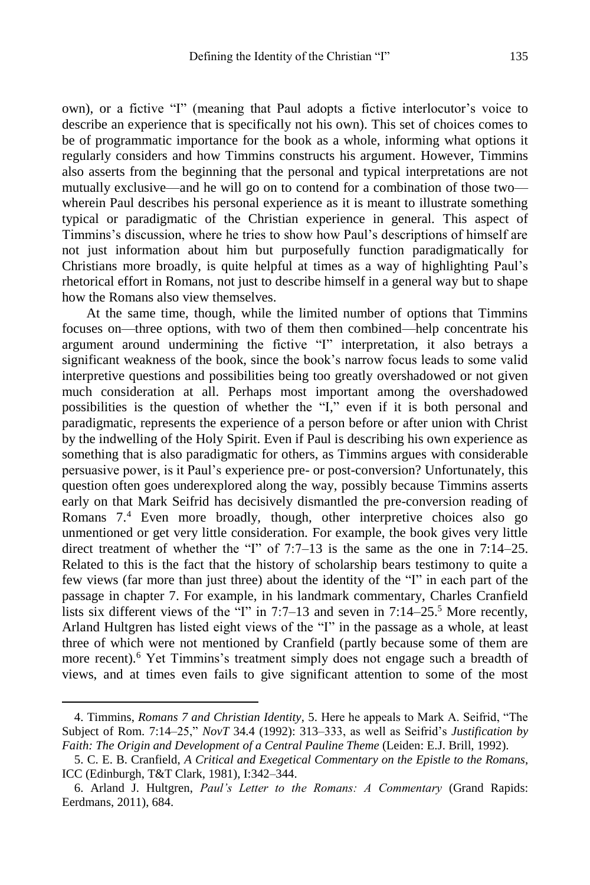own), or a fictive "I" (meaning that Paul adopts a fictive interlocutor's voice to describe an experience that is specifically not his own). This set of choices comes to be of programmatic importance for the book as a whole, informing what options it regularly considers and how Timmins constructs his argument. However, Timmins also asserts from the beginning that the personal and typical interpretations are not mutually exclusive—and he will go on to contend for a combination of those two—wherein Paul describes his personal experience as it is meant to illustrate something typical or paradigmatic of the Christian experience in general. This aspect of Timmins's discussion, where he tries to show how Paul's descriptions of himself are not just information about him but purposefully function paradigmatically for Christians more broadly, is quite helpful at times as a way of highlighting Paul's rhetorical effort in Romans, not just to describe himself in a general way but to shape how the Romans also view themselves.

At the same time, though, while the limited number of options that Timmins focuses on—three options, with two of them then combined—help concentrate his argument around undermining the fictive "I" interpretation, it also betrays a significant weakness of the book, since the book's narrow focus leads to some valid interpretive questions and possibilities being too greatly overshadowed or not given much consideration at all. Perhaps most important among the overshadowed possibilities is the question of whether the "I," even if it is both personal and paradigmatic, represents the experience of a person before or after union with Christ by the indwelling of the Holy Spirit. Even if Paul is describing his own experience as something that is also paradigmatic for others, as Timmins argues with considerable persuasive power, is it Paul's experience pre- or post-conversion? Unfortunately, this question often goes underexplored along the way, possibly because Timmins asserts early on that Mark Seifrid has decisively dismantled the pre-conversion reading of Romans 7.[4] Even more broadly, though, other interpretive choices also go unmentioned or get very little consideration. For example, the book gives very little direct treatment of whether the "I" of 7:7–13 is the same as the one in 7:14–25. Related to this is the fact that the history of scholarship bears testimony to quite a few views (far more than just three) about the identity of the "I" in each part of the passage in chapter 7. For example, in his landmark commentary, Charles Cranfield lists six different views of the "I" in 7:7–13 and seven in 7:14–25.[5] More recently, Arland Hultgren has listed eight views of the "I" in the passage as a whole, at least three of which were not mentioned by Cranfield (partly because some of them are more recent).[6] Yet Timmins's treatment simply does not engage such a breadth of views, and at times even fails to give significant attention to some of the most

4. Timmins, *Romans 7 and Christian Identity*, 5. Here he appeals to Mark A. Seifrid, "The Subject of Rom. 7:14–25," *NovT* 34.4 (1992): 313–333, as well as Seifrid's *Justification by Faith: The Origin and Development of a Central Pauline Theme* (Leiden: E.J. Brill, 1992).

5. C. E. B. Cranfield, *A Critical and Exegetical Commentary on the Epistle to the Romans*, ICC (Edinburgh, T&T Clark, 1981), I:342–344.

6. Arland J. Hultgren, *Paul's Letter to the Romans: A Commentary* (Grand Rapids: Eerdmans, 2011), 684.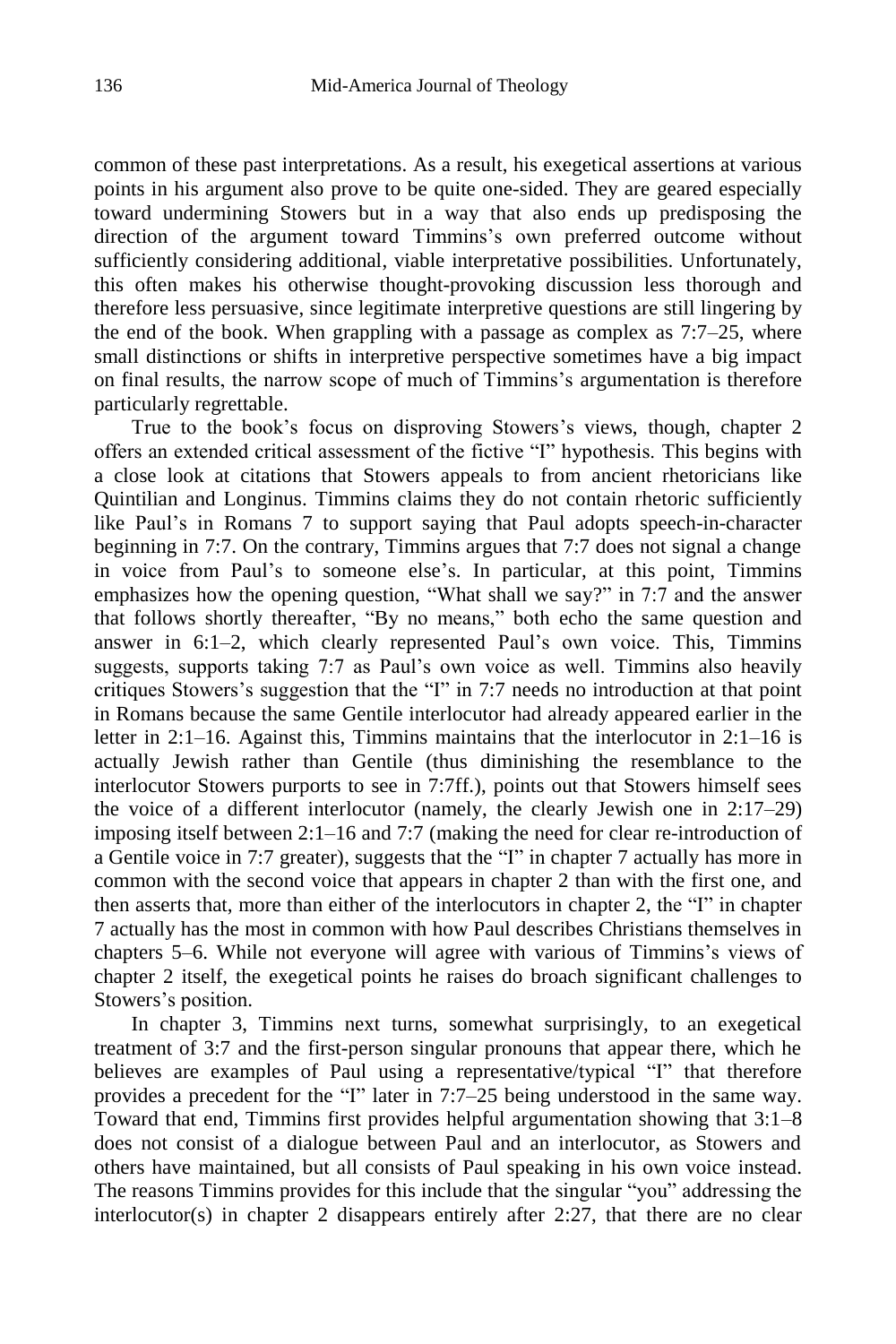common of these past interpretations. As a result, his exegetical assertions at various points in his argument also prove to be quite one-sided. They are geared especially toward undermining Stowers but in a way that also ends up predisposing the direction of the argument toward Timmins's own preferred outcome without sufficiently considering additional, viable interpretative possibilities. Unfortunately, this often makes his otherwise thought-provoking discussion less thorough and therefore less persuasive, since legitimate interpretive questions are still lingering by the end of the book. When grappling with a passage as complex as 7:7–25, where small distinctions or shifts in interpretive perspective sometimes have a big impact on final results, the narrow scope of much of Timmins's argumentation is therefore particularly regrettable.

True to the book's focus on disproving Stowers's views, though, chapter 2 offers an extended critical assessment of the fictive "I" hypothesis. This begins with a close look at citations that Stowers appeals to from ancient rhetoricians like Quintilian and Longinus. Timmins claims they do not contain rhetoric sufficiently like Paul's in Romans 7 to support saying that Paul adopts speech-in-character beginning in 7:7. On the contrary, Timmins argues that 7:7 does not signal a change in voice from Paul's to someone else's. In particular, at this point, Timmins emphasizes how the opening question, "What shall we say?" in 7:7 and the answer that follows shortly thereafter, "By no means," both echo the same question and answer in 6:1–2, which clearly represented Paul's own voice. This, Timmins suggests, supports taking 7:7 as Paul's own voice as well. Timmins also heavily critiques Stowers's suggestion that the "I" in 7:7 needs no introduction at that point in Romans because the same Gentile interlocutor had already appeared earlier in the letter in 2:1–16. Against this, Timmins maintains that the interlocutor in 2:1–16 is actually Jewish rather than Gentile (thus diminishing the resemblance to the interlocutor Stowers purports to see in 7:7ff.), points out that Stowers himself sees the voice of a different interlocutor (namely, the clearly Jewish one in 2:17–29) imposing itself between 2:1–16 and 7:7 (making the need for clear re-introduction of a Gentile voice in 7:7 greater), suggests that the "I" in chapter 7 actually has more in common with the second voice that appears in chapter 2 than with the first one, and then asserts that, more than either of the interlocutors in chapter 2, the "I" in chapter 7 actually has the most in common with how Paul describes Christians themselves in chapters 5–6. While not everyone will agree with various of Timmins's views of chapter 2 itself, the exegetical points he raises do broach significant challenges to Stowers's position.

In chapter 3, Timmins next turns, somewhat surprisingly, to an exegetical treatment of 3:7 and the first-person singular pronouns that appear there, which he believes are examples of Paul using a representative/typical "I" that therefore provides a precedent for the "I" later in 7:7–25 being understood in the same way. Toward that end, Timmins first provides helpful argumentation showing that 3:1–8 does not consist of a dialogue between Paul and an interlocutor, as Stowers and others have maintained, but all consists of Paul speaking in his own voice instead. The reasons Timmins provides for this include that the singular "you" addressing the interlocutor(s) in chapter 2 disappears entirely after 2:27, that there are no clear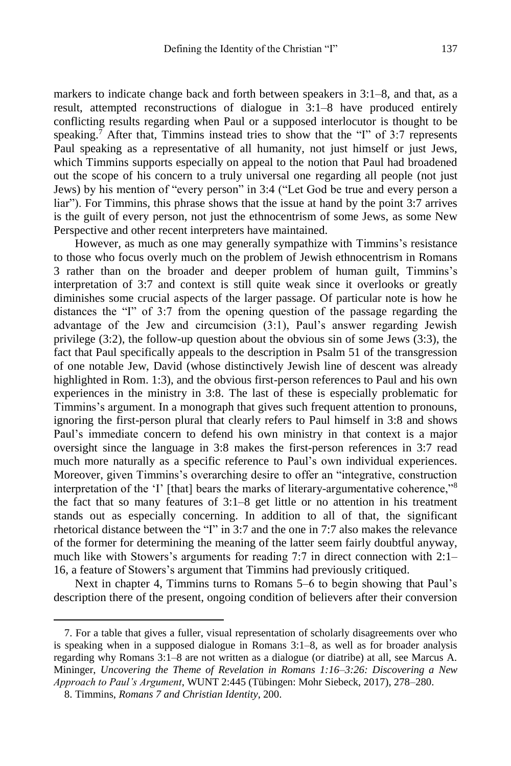markers to indicate change back and forth between speakers in 3:1–8, and that, as a result, attempted reconstructions of dialogue in 3:1–8 have produced entirely conflicting results regarding when Paul or a supposed interlocutor is thought to be speaking.[7] After that, Timmins instead tries to show that the "I" of 3:7 represents Paul speaking as a representative of all humanity, not just himself or just Jews, which Timmins supports especially on appeal to the notion that Paul had broadened out the scope of his concern to a truly universal one regarding all people (not just Jews) by his mention of "every person" in 3:4 ("Let God be true and every person a liar"). For Timmins, this phrase shows that the issue at hand by the point 3:7 arrives is the guilt of every person, not just the ethnocentrism of some Jews, as some New Perspective and other recent interpreters have maintained.

However, as much as one may generally sympathize with Timmins's resistance to those who focus overly much on the problem of Jewish ethnocentrism in Romans 3 rather than on the broader and deeper problem of human guilt, Timmins's interpretation of 3:7 and context is still quite weak since it overlooks or greatly diminishes some crucial aspects of the larger passage. Of particular note is how he distances the "I" of 3:7 from the opening question of the passage regarding the advantage of the Jew and circumcision (3:1), Paul's answer regarding Jewish privilege (3:2), the follow-up question about the obvious sin of some Jews (3:3), the fact that Paul specifically appeals to the description in Psalm 51 of the transgression of one notable Jew, David (whose distinctively Jewish line of descent was already highlighted in Rom. 1:3), and the obvious first-person references to Paul and his own experiences in the ministry in 3:8. The last of these is especially problematic for Timmins's argument. In a monograph that gives such frequent attention to pronouns, ignoring the first-person plural that clearly refers to Paul himself in 3:8 and shows Paul's immediate concern to defend his own ministry in that context is a major oversight since the language in 3:8 makes the first-person references in 3:7 read much more naturally as a specific reference to Paul's own individual experiences. Moreover, given Timmins's overarching desire to offer an "integrative, construction interpretation of the 'I' [that] bears the marks of literary-argumentative coherence,"[8] the fact that so many features of 3:1–8 get little or no attention in his treatment stands out as especially concerning. In addition to all of that, the significant rhetorical distance between the "I" in 3:7 and the one in 7:7 also makes the relevance of the former for determining the meaning of the latter seem fairly doubtful anyway, much like with Stowers's arguments for reading 7:7 in direct connection with 2:1–16, a feature of Stowers's argument that Timmins had previously critiqued.

Next in chapter 4, Timmins turns to Romans 5–6 to begin showing that Paul's description there of the present, ongoing condition of believers after their conversion

---

7. For a table that gives a fuller, visual representation of scholarly disagreements over who is speaking when in a supposed dialogue in Romans 3:1–8, as well as for broader analysis regarding why Romans 3:1–8 are not written as a dialogue (or diatribe) at all, see Marcus A. Mininger, *Uncovering the Theme of Revelation in Romans 1:16–3:26: Discovering a New Approach to Paul's Argument*, WUNT 2:445 (Tübingen: Mohr Siebeck, 2017), 278–280.

8. Timmins, *Romans 7 and Christian Identity*, 200.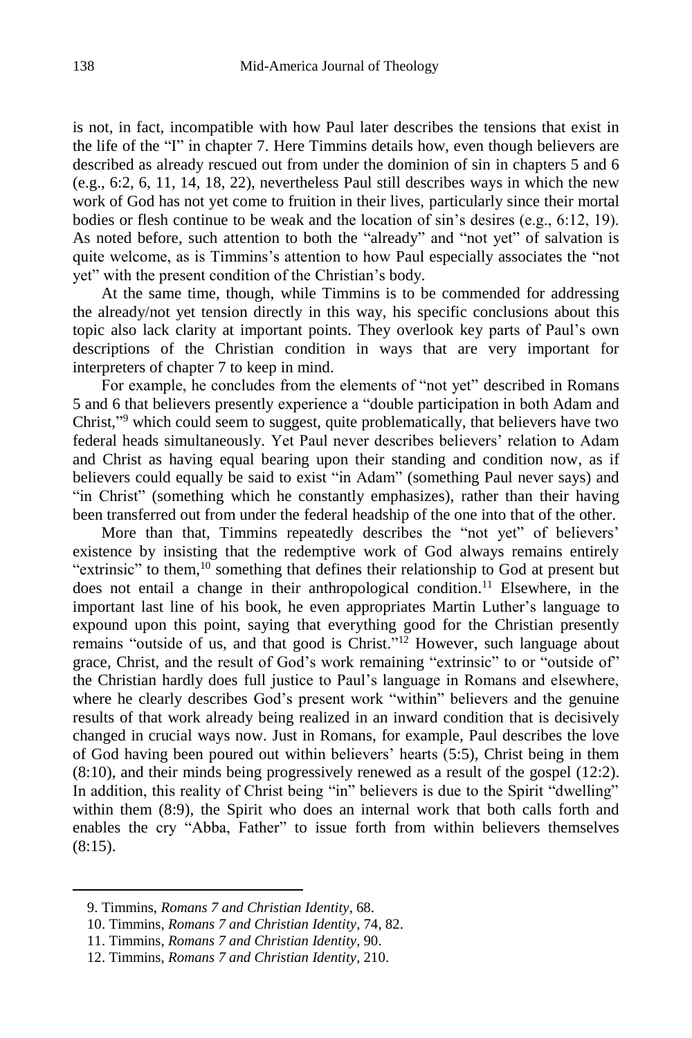is not, in fact, incompatible with how Paul later describes the tensions that exist in the life of the "I" in chapter 7. Here Timmins details how, even though believers are described as already rescued out from under the dominion of sin in chapters 5 and 6 (e.g., 6:2, 6, 11, 14, 18, 22), nevertheless Paul still describes ways in which the new work of God has not yet come to fruition in their lives, particularly since their mortal bodies or flesh continue to be weak and the location of sin's desires (e.g., 6:12, 19). As noted before, such attention to both the "already" and "not yet" of salvation is quite welcome, as is Timmins's attention to how Paul especially associates the "not yet" with the present condition of the Christian's body.

At the same time, though, while Timmins is to be commended for addressing the already/not yet tension directly in this way, his specific conclusions about this topic also lack clarity at important points. They overlook key parts of Paul's own descriptions of the Christian condition in ways that are very important for interpreters of chapter 7 to keep in mind.

For example, he concludes from the elements of "not yet" described in Romans 5 and 6 that believers presently experience a "double participation in both Adam and Christ,"[9] which could seem to suggest, quite problematically, that believers have two federal heads simultaneously. Yet Paul never describes believers' relation to Adam and Christ as having equal bearing upon their standing and condition now, as if believers could equally be said to exist "in Adam" (something Paul never says) and "in Christ" (something which he constantly emphasizes), rather than their having been transferred out from under the federal headship of the one into that of the other.

More than that, Timmins repeatedly describes the "not yet" of believers' existence by insisting that the redemptive work of God always remains entirely "extrinsic" to them,[10] something that defines their relationship to God at present but does not entail a change in their anthropological condition.[11] Elsewhere, in the important last line of his book, he even appropriates Martin Luther's language to expound upon this point, saying that everything good for the Christian presently remains "outside of us, and that good is Christ."[12] However, such language about grace, Christ, and the result of God's work remaining "extrinsic" to or "outside of" the Christian hardly does full justice to Paul's language in Romans and elsewhere, where he clearly describes God's present work "within" believers and the genuine results of that work already being realized in an inward condition that is decisively changed in crucial ways now. Just in Romans, for example, Paul describes the love of God having been poured out within believers' hearts (5:5), Christ being in them (8:10), and their minds being progressively renewed as a result of the gospel (12:2). In addition, this reality of Christ being "in" believers is due to the Spirit "dwelling" within them (8:9), the Spirit who does an internal work that both calls forth and enables the cry "Abba, Father" to issue forth from within believers themselves (8:15).

9. Timmins, *Romans 7 and Christian Identity*, 68.

10. Timmins, *Romans 7 and Christian Identity*, 74, 82.

11. Timmins, *Romans 7 and Christian Identity*, 90.

12. Timmins, *Romans 7 and Christian Identity*, 210.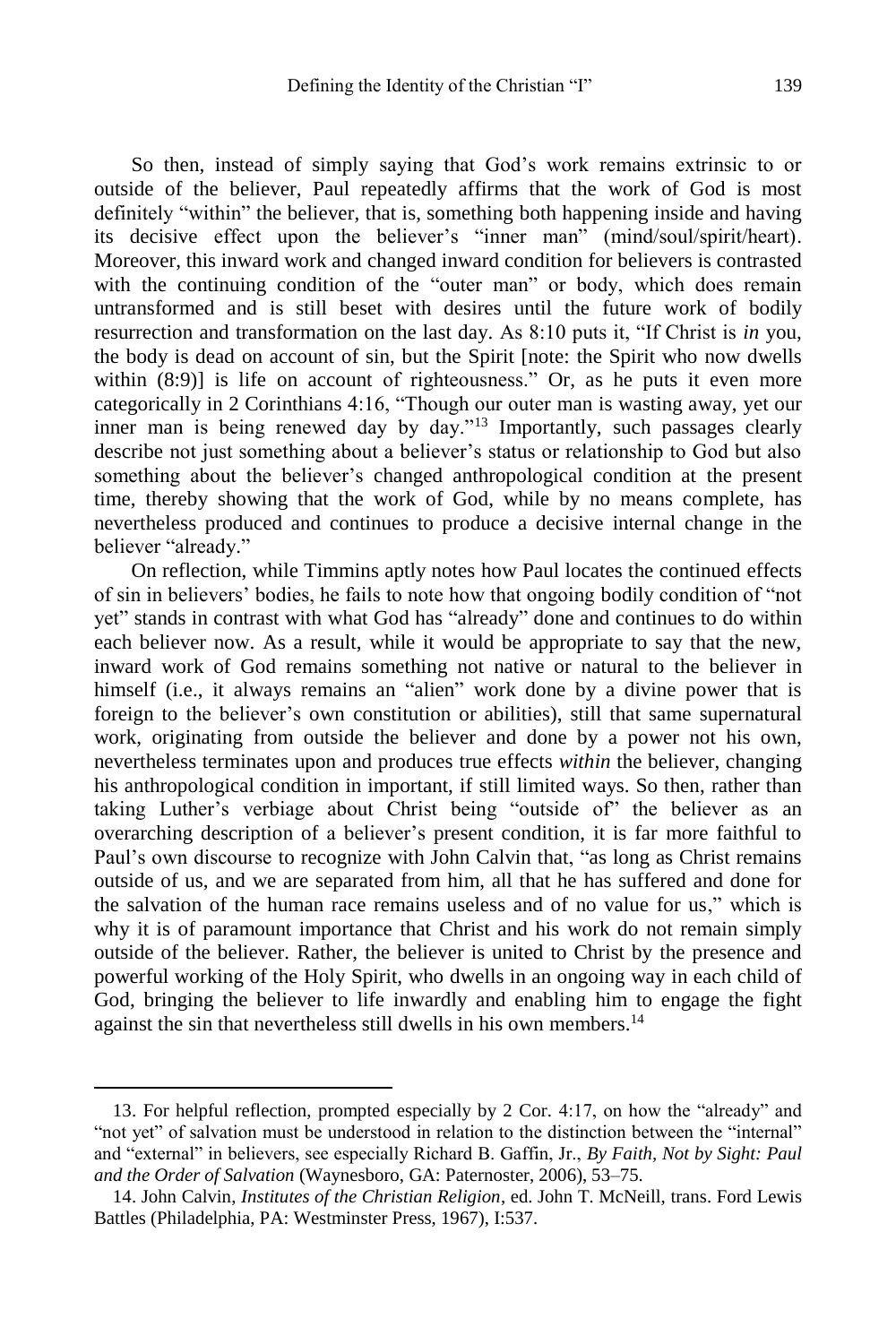So then, instead of simply saying that God's work remains extrinsic to or outside of the believer, Paul repeatedly affirms that the work of God is most definitely "within" the believer, that is, something both happening inside and having its decisive effect upon the believer's "inner man" (mind/soul/spirit/heart). Moreover, this inward work and changed inward condition for believers is contrasted with the continuing condition of the "outer man" or body, which does remain untransformed and is still beset with desires until the future work of bodily resurrection and transformation on the last day. As 8:10 puts it, "If Christ is *in* you, the body is dead on account of sin, but the Spirit [note: the Spirit who now dwells within (8:9)] is life on account of righteousness." Or, as he puts it even more categorically in 2 Corinthians 4:16, "Though our outer man is wasting away, yet our inner man is being renewed day by day."[13] Importantly, such passages clearly describe not just something about a believer's status or relationship to God but also something about the believer's changed anthropological condition at the present time, thereby showing that the work of God, while by no means complete, has nevertheless produced and continues to produce a decisive internal change in the believer "already."

On reflection, while Timmins aptly notes how Paul locates the continued effects of sin in believers' bodies, he fails to note how that ongoing bodily condition of "not yet" stands in contrast with what God has "already" done and continues to do within each believer now. As a result, while it would be appropriate to say that the new, inward work of God remains something not native or natural to the believer in himself (i.e., it always remains an "alien" work done by a divine power that is foreign to the believer's own constitution or abilities), still that same supernatural work, originating from outside the believer and done by a power not his own, nevertheless terminates upon and produces true effects *within* the believer, changing his anthropological condition in important, if still limited ways. So then, rather than taking Luther's verbiage about Christ being "outside of" the believer as an overarching description of a believer's present condition, it is far more faithful to Paul's own discourse to recognize with John Calvin that, "as long as Christ remains outside of us, and we are separated from him, all that he has suffered and done for the salvation of the human race remains useless and of no value for us," which is why it is of paramount importance that Christ and his work do not remain simply outside of the believer. Rather, the believer is united to Christ by the presence and powerful working of the Holy Spirit, who dwells in an ongoing way in each child of God, bringing the believer to life inwardly and enabling him to engage the fight against the sin that nevertheless still dwells in his own members.[14]

---

13. For helpful reflection, prompted especially by 2 Cor. 4:17, on how the "already" and "not yet" of salvation must be understood in relation to the distinction between the "internal" and "external" in believers, see especially Richard B. Gaffin, Jr., *By Faith, Not by Sight: Paul and the Order of Salvation* (Waynesboro, GA: Paternoster, 2006), 53–75.

14. John Calvin, *Institutes of the Christian Religion*, ed. John T. McNeill, trans. Ford Lewis Battles (Philadelphia, PA: Westminster Press, 1967), I:537.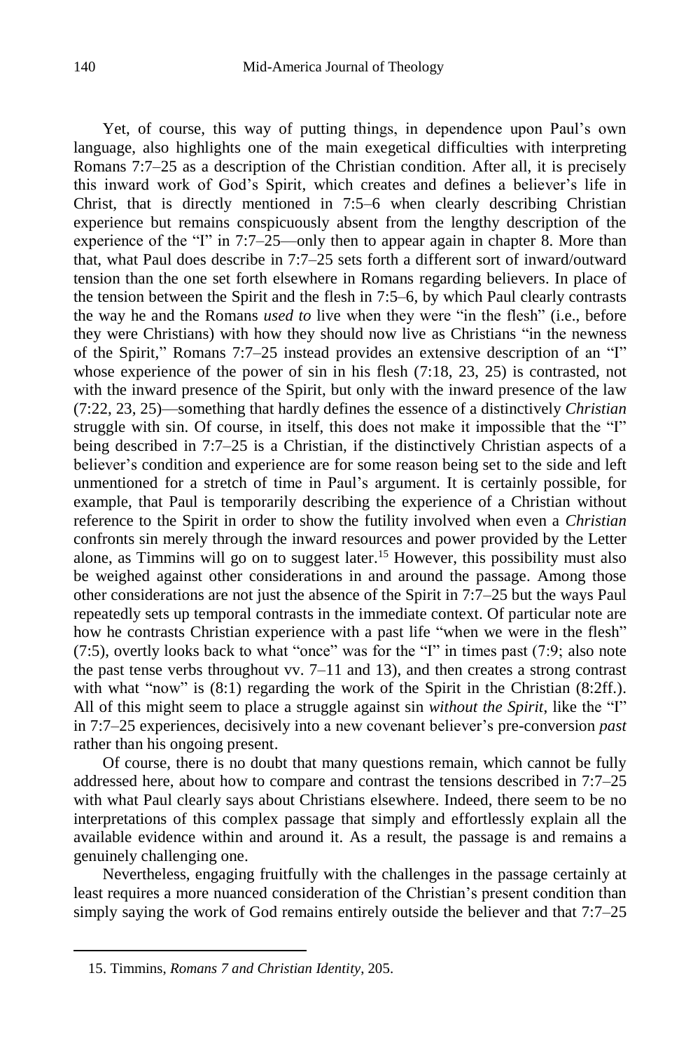Yet, of course, this way of putting things, in dependence upon Paul's own language, also highlights one of the main exegetical difficulties with interpreting Romans 7:7–25 as a description of the Christian condition. After all, it is precisely this inward work of God's Spirit, which creates and defines a believer's life in Christ, that is directly mentioned in 7:5–6 when clearly describing Christian experience but remains conspicuously absent from the lengthy description of the experience of the "I" in 7:7–25—only then to appear again in chapter 8. More than that, what Paul does describe in 7:7–25 sets forth a different sort of inward/outward tension than the one set forth elsewhere in Romans regarding believers. In place of the tension between the Spirit and the flesh in 7:5–6, by which Paul clearly contrasts the way he and the Romans *used to* live when they were "in the flesh" (i.e., before they were Christians) with how they should now live as Christians "in the newness of the Spirit," Romans 7:7–25 instead provides an extensive description of an "I" whose experience of the power of sin in his flesh (7:18, 23, 25) is contrasted, not with the inward presence of the Spirit, but only with the inward presence of the law (7:22, 23, 25)—something that hardly defines the essence of a distinctively *Christian* struggle with sin. Of course, in itself, this does not make it impossible that the "I" being described in 7:7–25 is a Christian, if the distinctively Christian aspects of a believer's condition and experience are for some reason being set to the side and left unmentioned for a stretch of time in Paul's argument. It is certainly possible, for example, that Paul is temporarily describing the experience of a Christian without reference to the Spirit in order to show the futility involved when even a *Christian* confronts sin merely through the inward resources and power provided by the Letter alone, as Timmins will go on to suggest later.[15] However, this possibility must also be weighed against other considerations in and around the passage. Among those other considerations are not just the absence of the Spirit in 7:7–25 but the ways Paul repeatedly sets up temporal contrasts in the immediate context. Of particular note are how he contrasts Christian experience with a past life "when we were in the flesh" (7:5), overtly looks back to what "once" was for the "I" in times past (7:9; also note the past tense verbs throughout vv. 7–11 and 13), and then creates a strong contrast with what "now" is (8:1) regarding the work of the Spirit in the Christian (8:2ff.). All of this might seem to place a struggle against sin *without the Spirit*, like the "I" in 7:7–25 experiences, decisively into a new covenant believer's pre-conversion *past* rather than his ongoing present.

Of course, there is no doubt that many questions remain, which cannot be fully addressed here, about how to compare and contrast the tensions described in 7:7–25 with what Paul clearly says about Christians elsewhere. Indeed, there seem to be no interpretations of this complex passage that simply and effortlessly explain all the available evidence within and around it. As a result, the passage is and remains a genuinely challenging one.

Nevertheless, engaging fruitfully with the challenges in the passage certainly at least requires a more nuanced consideration of the Christian's present condition than simply saying the work of God remains entirely outside the believer and that 7:7–25

---

15. Timmins, *Romans 7 and Christian Identity*, 205.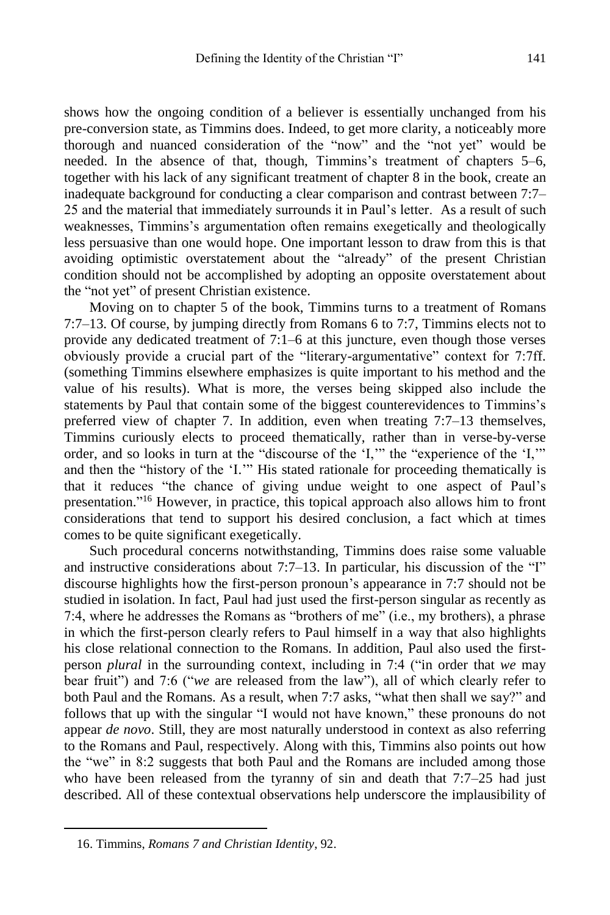shows how the ongoing condition of a believer is essentially unchanged from his pre-conversion state, as Timmins does. Indeed, to get more clarity, a noticeably more thorough and nuanced consideration of the "now" and the "not yet" would be needed. In the absence of that, though, Timmins's treatment of chapters 5–6, together with his lack of any significant treatment of chapter 8 in the book, create an inadequate background for conducting a clear comparison and contrast between 7:7–25 and the material that immediately surrounds it in Paul's letter. As a result of such weaknesses, Timmins's argumentation often remains exegetically and theologically less persuasive than one would hope. One important lesson to draw from this is that avoiding optimistic overstatement about the "already" of the present Christian condition should not be accomplished by adopting an opposite overstatement about the "not yet" of present Christian existence.

Moving on to chapter 5 of the book, Timmins turns to a treatment of Romans 7:7–13. Of course, by jumping directly from Romans 6 to 7:7, Timmins elects not to provide any dedicated treatment of 7:1–6 at this juncture, even though those verses obviously provide a crucial part of the "literary-argumentative" context for 7:7ff. (something Timmins elsewhere emphasizes is quite important to his method and the value of his results). What is more, the verses being skipped also include the statements by Paul that contain some of the biggest counterevidences to Timmins's preferred view of chapter 7. In addition, even when treating 7:7–13 themselves, Timmins curiously elects to proceed thematically, rather than in verse-by-verse order, and so looks in turn at the "discourse of the 'I,'" the "experience of the 'I,'" and then the "history of the 'I.'" His stated rationale for proceeding thematically is that it reduces "the chance of giving undue weight to one aspect of Paul's presentation."[16] However, in practice, this topical approach also allows him to front considerations that tend to support his desired conclusion, a fact which at times comes to be quite significant exegetically.

Such procedural concerns notwithstanding, Timmins does raise some valuable and instructive considerations about 7:7–13. In particular, his discussion of the "I" discourse highlights how the first-person pronoun's appearance in 7:7 should not be studied in isolation. In fact, Paul had just used the first-person singular as recently as 7:4, where he addresses the Romans as "brothers of me" (i.e., my brothers), a phrase in which the first-person clearly refers to Paul himself in a way that also highlights his close relational connection to the Romans. In addition, Paul also used the first-person *plural* in the surrounding context, including in 7:4 ("in order that *we* may bear fruit") and 7:6 ("*we* are released from the law"), all of which clearly refer to both Paul and the Romans. As a result, when 7:7 asks, "what then shall we say?" and follows that up with the singular "I would not have known," these pronouns do not appear *de novo*. Still, they are most naturally understood in context as also referring to the Romans and Paul, respectively. Along with this, Timmins also points out how the "we" in 8:2 suggests that both Paul and the Romans are included among those who have been released from the tyranny of sin and death that 7:7–25 had just described. All of these contextual observations help underscore the implausibility of

16. Timmins, *Romans 7 and Christian Identity*, 92.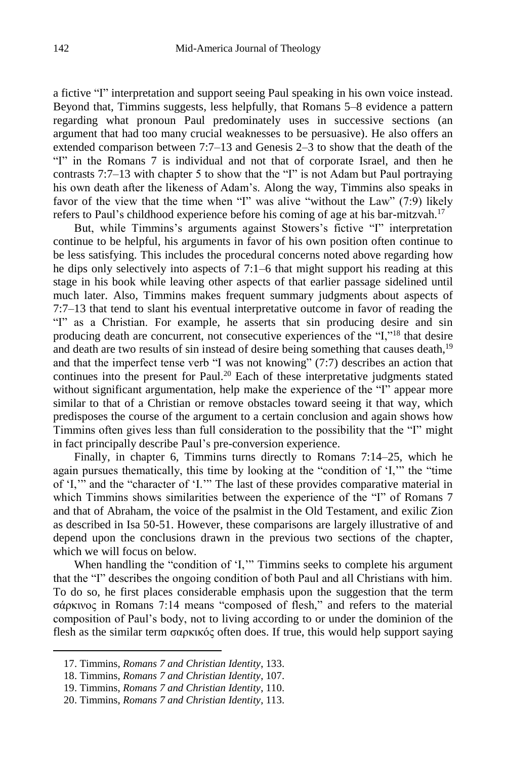a fictive "I" interpretation and support seeing Paul speaking in his own voice instead. Beyond that, Timmins suggests, less helpfully, that Romans 5–8 evidence a pattern regarding what pronoun Paul predominately uses in successive sections (an argument that had too many crucial weaknesses to be persuasive). He also offers an extended comparison between 7:7–13 and Genesis 2–3 to show that the death of the "I" in the Romans 7 is individual and not that of corporate Israel, and then he contrasts 7:7–13 with chapter 5 to show that the "I" is not Adam but Paul portraying his own death after the likeness of Adam's. Along the way, Timmins also speaks in favor of the view that the time when "I" was alive "without the Law" (7:9) likely refers to Paul's childhood experience before his coming of age at his bar-mitzvah.[17]

But, while Timmins's arguments against Stowers's fictive "I" interpretation continue to be helpful, his arguments in favor of his own position often continue to be less satisfying. This includes the procedural concerns noted above regarding how he dips only selectively into aspects of 7:1–6 that might support his reading at this stage in his book while leaving other aspects of that earlier passage sidelined until much later. Also, Timmins makes frequent summary judgments about aspects of 7:7–13 that tend to slant his eventual interpretative outcome in favor of reading the "I" as a Christian. For example, he asserts that sin producing desire and sin producing death are concurrent, not consecutive experiences of the "I,"[18] that desire and death are two results of sin instead of desire being something that causes death,[19] and that the imperfect tense verb "I was not knowing" (7:7) describes an action that continues into the present for Paul.[20] Each of these interpretative judgments stated without significant argumentation, help make the experience of the "I" appear more similar to that of a Christian or remove obstacles toward seeing it that way, which predisposes the course of the argument to a certain conclusion and again shows how Timmins often gives less than full consideration to the possibility that the "I" might in fact principally describe Paul's pre-conversion experience.

Finally, in chapter 6, Timmins turns directly to Romans 7:14–25, which he again pursues thematically, this time by looking at the "condition of 'I,'" the "time of 'I,'" and the "character of 'I.'" The last of these provides comparative material in which Timmins shows similarities between the experience of the "I" of Romans 7 and that of Abraham, the voice of the psalmist in the Old Testament, and exilic Zion as described in Isa 50-51. However, these comparisons are largely illustrative of and depend upon the conclusions drawn in the previous two sections of the chapter, which we will focus on below.

When handling the "condition of 'I,'" Timmins seeks to complete his argument that the "I" describes the ongoing condition of both Paul and all Christians with him. To do so, he first places considerable emphasis upon the suggestion that the term σάρκινος in Romans 7:14 means "composed of flesh," and refers to the material composition of Paul's body, not to living according to or under the dominion of the flesh as the similar term σαρκικός often does. If true, this would help support saying

17. Timmins, *Romans 7 and Christian Identity*, 133.

18. Timmins, *Romans 7 and Christian Identity*, 107.

19. Timmins, *Romans 7 and Christian Identity*, 110.

20. Timmins, *Romans 7 and Christian Identity*, 113.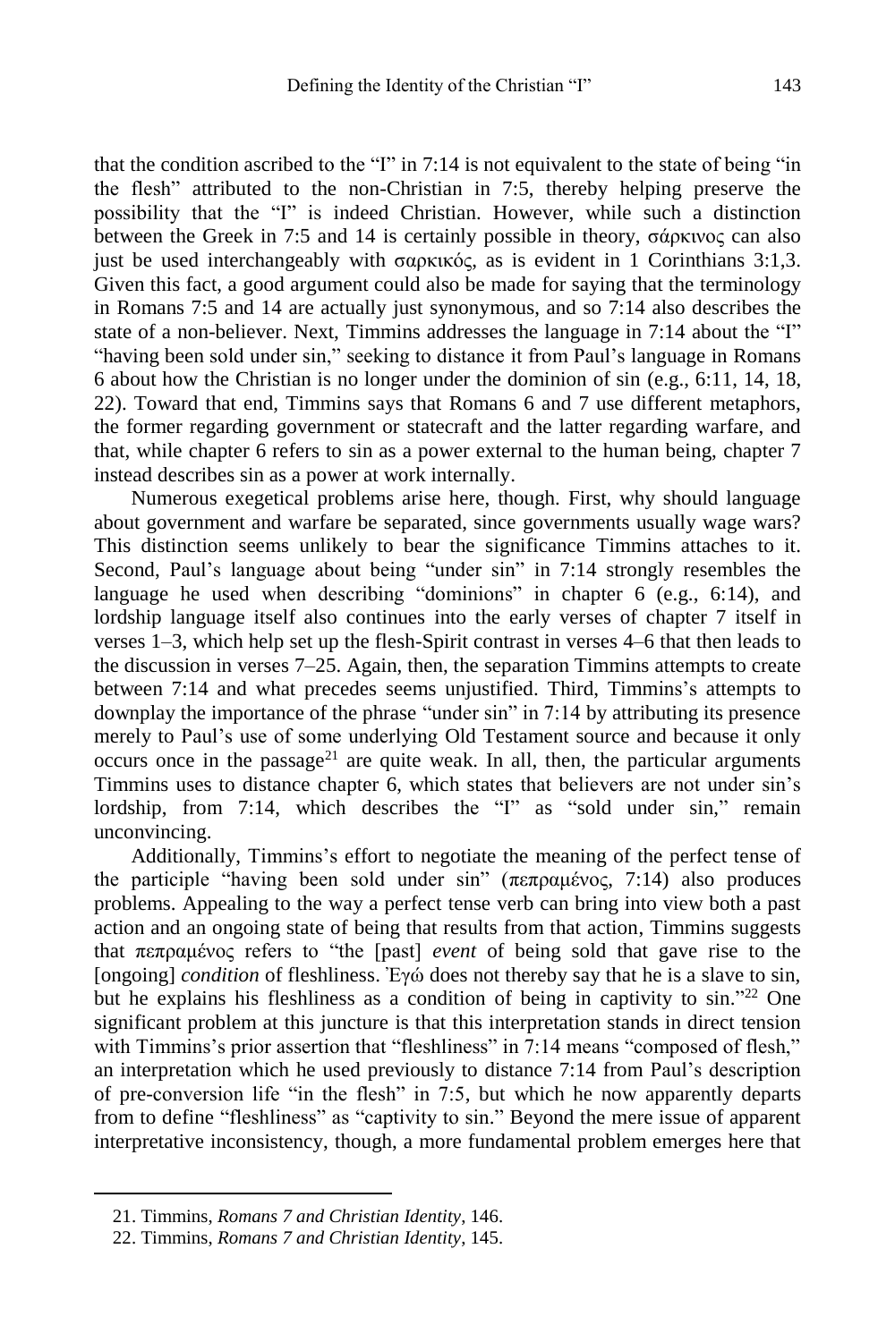that the condition ascribed to the "I" in 7:14 is not equivalent to the state of being "in the flesh" attributed to the non-Christian in 7:5, thereby helping preserve the possibility that the "I" is indeed Christian. However, while such a distinction between the Greek in 7:5 and 14 is certainly possible in theory, σάρκινος can also just be used interchangeably with σαρκικός, as is evident in 1 Corinthians 3:1,3. Given this fact, a good argument could also be made for saying that the terminology in Romans 7:5 and 14 are actually just synonymous, and so 7:14 also describes the state of a non-believer. Next, Timmins addresses the language in 7:14 about the "I" "having been sold under sin," seeking to distance it from Paul's language in Romans 6 about how the Christian is no longer under the dominion of sin (e.g., 6:11, 14, 18, 22). Toward that end, Timmins says that Romans 6 and 7 use different metaphors, the former regarding government or statecraft and the latter regarding warfare, and that, while chapter 6 refers to sin as a power external to the human being, chapter 7 instead describes sin as a power at work internally.

Numerous exegetical problems arise here, though. First, why should language about government and warfare be separated, since governments usually wage wars? This distinction seems unlikely to bear the significance Timmins attaches to it. Second, Paul's language about being "under sin" in 7:14 strongly resembles the language he used when describing "dominions" in chapter 6 (e.g., 6:14), and lordship language itself also continues into the early verses of chapter 7 itself in verses 1–3, which help set up the flesh-Spirit contrast in verses 4–6 that then leads to the discussion in verses 7–25. Again, then, the separation Timmins attempts to create between 7:14 and what precedes seems unjustified. Third, Timmins's attempts to downplay the importance of the phrase "under sin" in 7:14 by attributing its presence merely to Paul's use of some underlying Old Testament source and because it only occurs once in the passage[21] are quite weak. In all, then, the particular arguments Timmins uses to distance chapter 6, which states that believers are not under sin's lordship, from 7:14, which describes the "I" as "sold under sin," remain unconvincing.

Additionally, Timmins's effort to negotiate the meaning of the perfect tense of the participle "having been sold under sin" (πεπραμένος, 7:14) also produces problems. Appealing to the way a perfect tense verb can bring into view both a past action and an ongoing state of being that results from that action, Timmins suggests that πεπραμένος refers to "the [past] *event* of being sold that gave rise to the [ongoing] *condition* of fleshliness. Ἐγώ does not thereby say that he is a slave to sin, but he explains his fleshliness as a condition of being in captivity to sin."[22] One significant problem at this juncture is that this interpretation stands in direct tension with Timmins's prior assertion that "fleshliness" in 7:14 means "composed of flesh," an interpretation which he used previously to distance 7:14 from Paul's description of pre-conversion life "in the flesh" in 7:5, but which he now apparently departs from to define "fleshliness" as "captivity to sin." Beyond the mere issue of apparent interpretative inconsistency, though, a more fundamental problem emerges here that

21. Timmins, *Romans 7 and Christian Identity*, 146.

22. Timmins, *Romans 7 and Christian Identity*, 145.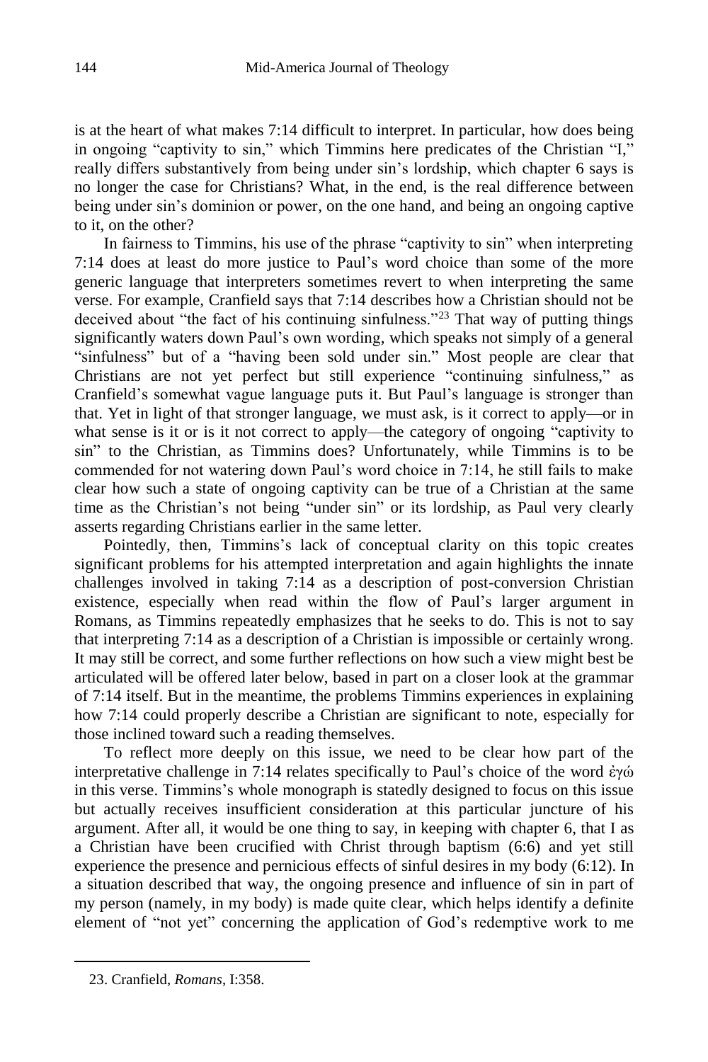is at the heart of what makes 7:14 difficult to interpret. In particular, how does being in ongoing "captivity to sin," which Timmins here predicates of the Christian "I," really differs substantively from being under sin's lordship, which chapter 6 says is no longer the case for Christians? What, in the end, is the real difference between being under sin's dominion or power, on the one hand, and being an ongoing captive to it, on the other?

In fairness to Timmins, his use of the phrase "captivity to sin" when interpreting 7:14 does at least do more justice to Paul's word choice than some of the more generic language that interpreters sometimes revert to when interpreting the same verse. For example, Cranfield says that 7:14 describes how a Christian should not be deceived about "the fact of his continuing sinfulness."[23] That way of putting things significantly waters down Paul's own wording, which speaks not simply of a general "sinfulness" but of a "having been sold under sin." Most people are clear that Christians are not yet perfect but still experience "continuing sinfulness," as Cranfield's somewhat vague language puts it. But Paul's language is stronger than that. Yet in light of that stronger language, we must ask, is it correct to apply—or in what sense is it or is it not correct to apply—the category of ongoing "captivity to sin" to the Christian, as Timmins does? Unfortunately, while Timmins is to be commended for not watering down Paul's word choice in 7:14, he still fails to make clear how such a state of ongoing captivity can be true of a Christian at the same time as the Christian's not being "under sin" or its lordship, as Paul very clearly asserts regarding Christians earlier in the same letter.

Pointedly, then, Timmins's lack of conceptual clarity on this topic creates significant problems for his attempted interpretation and again highlights the innate challenges involved in taking 7:14 as a description of post-conversion Christian existence, especially when read within the flow of Paul's larger argument in Romans, as Timmins repeatedly emphasizes that he seeks to do. This is not to say that interpreting 7:14 as a description of a Christian is impossible or certainly wrong. It may still be correct, and some further reflections on how such a view might best be articulated will be offered later below, based in part on a closer look at the grammar of 7:14 itself. But in the meantime, the problems Timmins experiences in explaining how 7:14 could properly describe a Christian are significant to note, especially for those inclined toward such a reading themselves.

To reflect more deeply on this issue, we need to be clear how part of the interpretative challenge in 7:14 relates specifically to Paul's choice of the word ἐγώ in this verse. Timmins's whole monograph is statedly designed to focus on this issue but actually receives insufficient consideration at this particular juncture of his argument. After all, it would be one thing to say, in keeping with chapter 6, that I as a Christian have been crucified with Christ through baptism (6:6) and yet still experience the presence and pernicious effects of sinful desires in my body (6:12). In a situation described that way, the ongoing presence and influence of sin in part of my person (namely, in my body) is made quite clear, which helps identify a definite element of "not yet" concerning the application of God's redemptive work to me

23. Cranfield, *Romans*, I:358.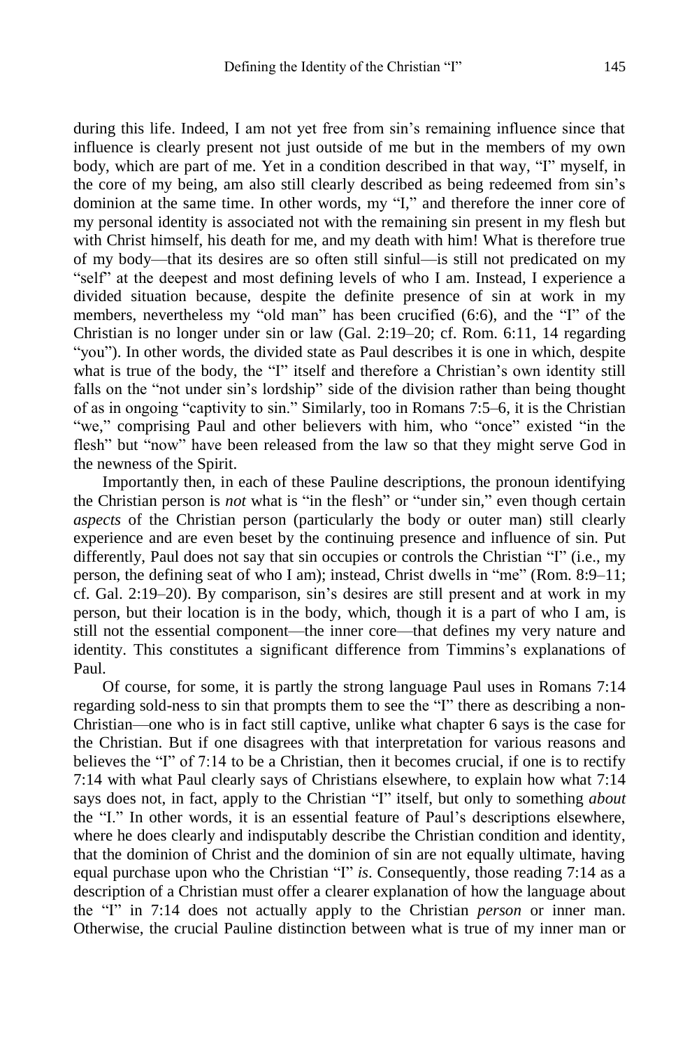during this life. Indeed, I am not yet free from sin's remaining influence since that influence is clearly present not just outside of me but in the members of my own body, which are part of me. Yet in a condition described in that way, "I" myself, in the core of my being, am also still clearly described as being redeemed from sin's dominion at the same time. In other words, my "I," and therefore the inner core of my personal identity is associated not with the remaining sin present in my flesh but with Christ himself, his death for me, and my death with him! What is therefore true of my body—that its desires are so often still sinful—is still not predicated on my "self" at the deepest and most defining levels of who I am. Instead, I experience a divided situation because, despite the definite presence of sin at work in my members, nevertheless my "old man" has been crucified (6:6), and the "I" of the Christian is no longer under sin or law (Gal. 2:19–20; cf. Rom. 6:11, 14 regarding "you"). In other words, the divided state as Paul describes it is one in which, despite what is true of the body, the "I" itself and therefore a Christian's own identity still falls on the "not under sin's lordship" side of the division rather than being thought of as in ongoing "captivity to sin." Similarly, too in Romans 7:5–6, it is the Christian "we," comprising Paul and other believers with him, who "once" existed "in the flesh" but "now" have been released from the law so that they might serve God in the newness of the Spirit.

Importantly then, in each of these Pauline descriptions, the pronoun identifying the Christian person is *not* what is "in the flesh" or "under sin," even though certain *aspects* of the Christian person (particularly the body or outer man) still clearly experience and are even beset by the continuing presence and influence of sin. Put differently, Paul does not say that sin occupies or controls the Christian "I" (i.e., my person, the defining seat of who I am); instead, Christ dwells in "me" (Rom. 8:9–11; cf. Gal. 2:19–20). By comparison, sin's desires are still present and at work in my person, but their location is in the body, which, though it is a part of who I am, is still not the essential component—the inner core—that defines my very nature and identity. This constitutes a significant difference from Timmins's explanations of Paul.

Of course, for some, it is partly the strong language Paul uses in Romans 7:14 regarding sold-ness to sin that prompts them to see the "I" there as describing a non-Christian—one who is in fact still captive, unlike what chapter 6 says is the case for the Christian. But if one disagrees with that interpretation for various reasons and believes the "I" of 7:14 to be a Christian, then it becomes crucial, if one is to rectify 7:14 with what Paul clearly says of Christians elsewhere, to explain how what 7:14 says does not, in fact, apply to the Christian "I" itself, but only to something *about* the "I." In other words, it is an essential feature of Paul's descriptions elsewhere, where he does clearly and indisputably describe the Christian condition and identity, that the dominion of Christ and the dominion of sin are not equally ultimate, having equal purchase upon who the Christian "I" *is*. Consequently, those reading 7:14 as a description of a Christian must offer a clearer explanation of how the language about the "I" in 7:14 does not actually apply to the Christian *person* or inner man. Otherwise, the crucial Pauline distinction between what is true of my inner man or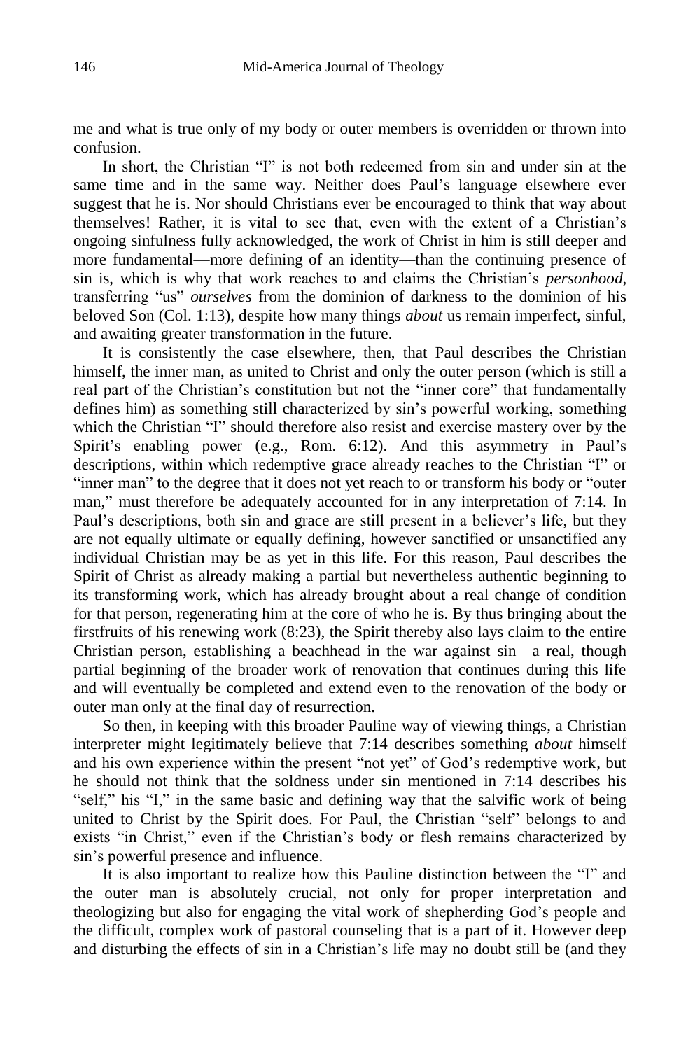me and what is true only of my body or outer members is overridden or thrown into confusion.

In short, the Christian "I" is not both redeemed from sin and under sin at the same time and in the same way. Neither does Paul's language elsewhere ever suggest that he is. Nor should Christians ever be encouraged to think that way about themselves! Rather, it is vital to see that, even with the extent of a Christian's ongoing sinfulness fully acknowledged, the work of Christ in him is still deeper and more fundamental—more defining of an identity—than the continuing presence of sin is, which is why that work reaches to and claims the Christian's *personhood*, transferring "us" *ourselves* from the dominion of darkness to the dominion of his beloved Son (Col. 1:13), despite how many things *about* us remain imperfect, sinful, and awaiting greater transformation in the future.

It is consistently the case elsewhere, then, that Paul describes the Christian himself, the inner man, as united to Christ and only the outer person (which is still a real part of the Christian's constitution but not the "inner core" that fundamentally defines him) as something still characterized by sin's powerful working, something which the Christian "I" should therefore also resist and exercise mastery over by the Spirit's enabling power (e.g., Rom. 6:12). And this asymmetry in Paul's descriptions, within which redemptive grace already reaches to the Christian "I" or "inner man" to the degree that it does not yet reach to or transform his body or "outer man," must therefore be adequately accounted for in any interpretation of 7:14. In Paul's descriptions, both sin and grace are still present in a believer's life, but they are not equally ultimate or equally defining, however sanctified or unsanctified any individual Christian may be as yet in this life. For this reason, Paul describes the Spirit of Christ as already making a partial but nevertheless authentic beginning to its transforming work, which has already brought about a real change of condition for that person, regenerating him at the core of who he is. By thus bringing about the firstfruits of his renewing work (8:23), the Spirit thereby also lays claim to the entire Christian person, establishing a beachhead in the war against sin—a real, though partial beginning of the broader work of renovation that continues during this life and will eventually be completed and extend even to the renovation of the body or outer man only at the final day of resurrection.

So then, in keeping with this broader Pauline way of viewing things, a Christian interpreter might legitimately believe that 7:14 describes something *about* himself and his own experience within the present "not yet" of God's redemptive work, but he should not think that the soldness under sin mentioned in 7:14 describes his "self," his "I," in the same basic and defining way that the salvific work of being united to Christ by the Spirit does. For Paul, the Christian "self" belongs to and exists "in Christ," even if the Christian's body or flesh remains characterized by sin's powerful presence and influence.

It is also important to realize how this Pauline distinction between the "I" and the outer man is absolutely crucial, not only for proper interpretation and theologizing but also for engaging the vital work of shepherding God's people and the difficult, complex work of pastoral counseling that is a part of it. However deep and disturbing the effects of sin in a Christian's life may no doubt still be (and they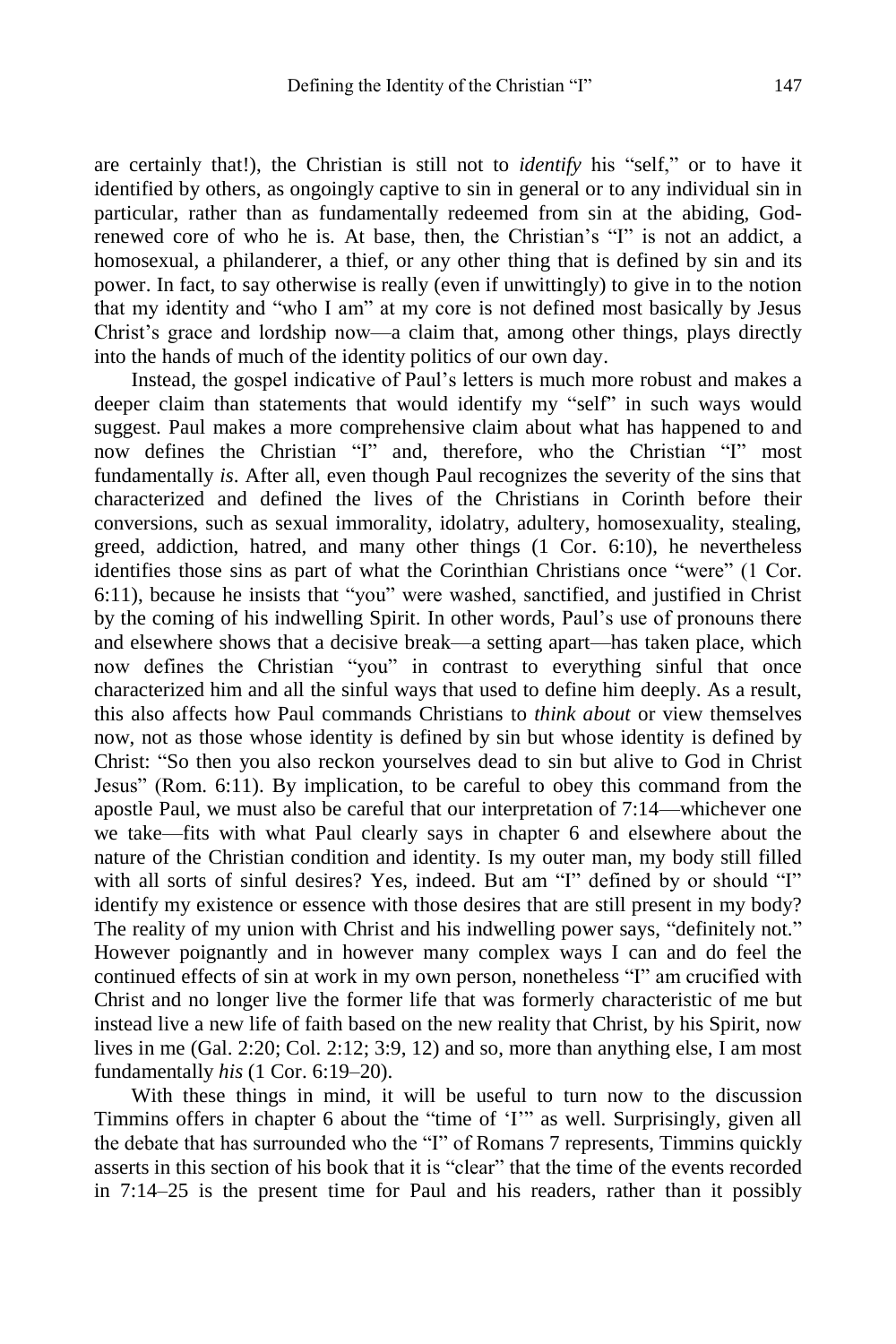are certainly that!), the Christian is still not to *identify* his "self," or to have it identified by others, as ongoingly captive to sin in general or to any individual sin in particular, rather than as fundamentally redeemed from sin at the abiding, God-renewed core of who he is. At base, then, the Christian's "I" is not an addict, a homosexual, a philanderer, a thief, or any other thing that is defined by sin and its power. In fact, to say otherwise is really (even if unwittingly) to give in to the notion that my identity and "who I am" at my core is not defined most basically by Jesus Christ's grace and lordship now—a claim that, among other things, plays directly into the hands of much of the identity politics of our own day.

Instead, the gospel indicative of Paul's letters is much more robust and makes a deeper claim than statements that would identify my "self" in such ways would suggest. Paul makes a more comprehensive claim about what has happened to and now defines the Christian "I" and, therefore, who the Christian "I" most fundamentally *is*. After all, even though Paul recognizes the severity of the sins that characterized and defined the lives of the Christians in Corinth before their conversions, such as sexual immorality, idolatry, adultery, homosexuality, stealing, greed, addiction, hatred, and many other things (1 Cor. 6:10), he nevertheless identifies those sins as part of what the Corinthian Christians once "were" (1 Cor. 6:11), because he insists that "you" were washed, sanctified, and justified in Christ by the coming of his indwelling Spirit. In other words, Paul's use of pronouns there and elsewhere shows that a decisive break—a setting apart—has taken place, which now defines the Christian "you" in contrast to everything sinful that once characterized him and all the sinful ways that used to define him deeply. As a result, this also affects how Paul commands Christians to *think about* or view themselves now, not as those whose identity is defined by sin but whose identity is defined by Christ: "So then you also reckon yourselves dead to sin but alive to God in Christ Jesus" (Rom. 6:11). By implication, to be careful to obey this command from the apostle Paul, we must also be careful that our interpretation of 7:14—whichever one we take—fits with what Paul clearly says in chapter 6 and elsewhere about the nature of the Christian condition and identity. Is my outer man, my body still filled with all sorts of sinful desires? Yes, indeed. But am "I" defined by or should "I" identify my existence or essence with those desires that are still present in my body? The reality of my union with Christ and his indwelling power says, "definitely not." However poignantly and in however many complex ways I can and do feel the continued effects of sin at work in my own person, nonetheless "I" am crucified with Christ and no longer live the former life that was formerly characteristic of me but instead live a new life of faith based on the new reality that Christ, by his Spirit, now lives in me (Gal. 2:20; Col. 2:12; 3:9, 12) and so, more than anything else, I am most fundamentally *his* (1 Cor. 6:19–20).

With these things in mind, it will be useful to turn now to the discussion Timmins offers in chapter 6 about the "time of 'I'" as well. Surprisingly, given all the debate that has surrounded who the "I" of Romans 7 represents, Timmins quickly asserts in this section of his book that it is "clear" that the time of the events recorded in 7:14–25 is the present time for Paul and his readers, rather than it possibly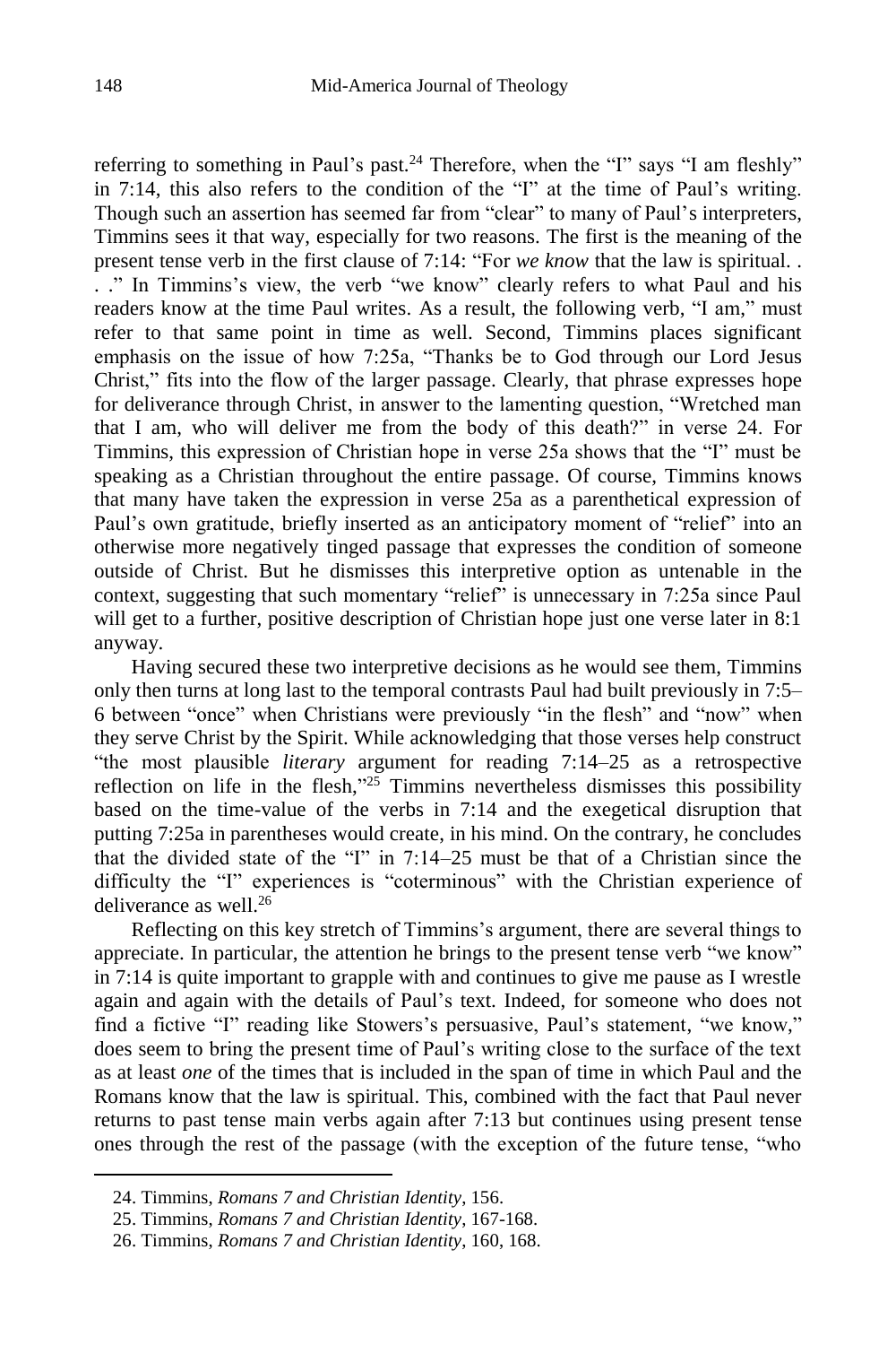referring to something in Paul's past.[24] Therefore, when the "I" says "I am fleshly" in 7:14, this also refers to the condition of the "I" at the time of Paul's writing. Though such an assertion has seemed far from "clear" to many of Paul's interpreters, Timmins sees it that way, especially for two reasons. The first is the meaning of the present tense verb in the first clause of 7:14: "For *we know* that the law is spiritual. . . ." In Timmins's view, the verb "we know" clearly refers to what Paul and his readers know at the time Paul writes. As a result, the following verb, "I am," must refer to that same point in time as well. Second, Timmins places significant emphasis on the issue of how 7:25a, "Thanks be to God through our Lord Jesus Christ," fits into the flow of the larger passage. Clearly, that phrase expresses hope for deliverance through Christ, in answer to the lamenting question, "Wretched man that I am, who will deliver me from the body of this death?" in verse 24. For Timmins, this expression of Christian hope in verse 25a shows that the "I" must be speaking as a Christian throughout the entire passage. Of course, Timmins knows that many have taken the expression in verse 25a as a parenthetical expression of Paul's own gratitude, briefly inserted as an anticipatory moment of "relief" into an otherwise more negatively tinged passage that expresses the condition of someone outside of Christ. But he dismisses this interpretive option as untenable in the context, suggesting that such momentary "relief" is unnecessary in 7:25a since Paul will get to a further, positive description of Christian hope just one verse later in 8:1 anyway.

Having secured these two interpretive decisions as he would see them, Timmins only then turns at long last to the temporal contrasts Paul had built previously in 7:5–6 between "once" when Christians were previously "in the flesh" and "now" when they serve Christ by the Spirit. While acknowledging that those verses help construct "the most plausible *literary* argument for reading 7:14–25 as a retrospective reflection on life in the flesh,"[25] Timmins nevertheless dismisses this possibility based on the time-value of the verbs in 7:14 and the exegetical disruption that putting 7:25a in parentheses would create, in his mind. On the contrary, he concludes that the divided state of the "I" in 7:14–25 must be that of a Christian since the difficulty the "I" experiences is "coterminous" with the Christian experience of deliverance as well.[26]

Reflecting on this key stretch of Timmins's argument, there are several things to appreciate. In particular, the attention he brings to the present tense verb "we know" in 7:14 is quite important to grapple with and continues to give me pause as I wrestle again and again with the details of Paul's text. Indeed, for someone who does not find a fictive "I" reading like Stowers's persuasive, Paul's statement, "we know," does seem to bring the present time of Paul's writing close to the surface of the text as at least *one* of the times that is included in the span of time in which Paul and the Romans know that the law is spiritual. This, combined with the fact that Paul never returns to past tense main verbs again after 7:13 but continues using present tense ones through the rest of the passage (with the exception of the future tense, "who

---

24. Timmins, *Romans 7 and Christian Identity*, 156.

25. Timmins, *Romans 7 and Christian Identity*, 167-168.

26. Timmins, *Romans 7 and Christian Identity*, 160, 168.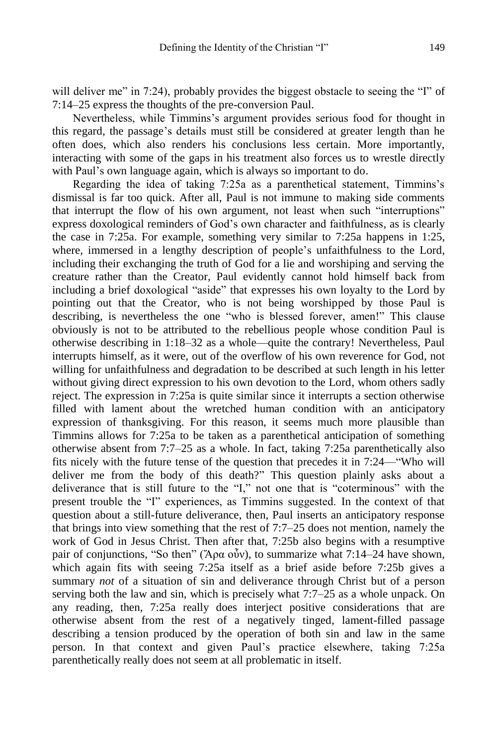will deliver me" in 7:24), probably provides the biggest obstacle to seeing the "I" of 7:14–25 express the thoughts of the pre-conversion Paul.

Nevertheless, while Timmins's argument provides serious food for thought in this regard, the passage's details must still be considered at greater length than he often does, which also renders his conclusions less certain. More importantly, interacting with some of the gaps in his treatment also forces us to wrestle directly with Paul's own language again, which is always so important to do.

Regarding the idea of taking 7:25a as a parenthetical statement, Timmins's dismissal is far too quick. After all, Paul is not immune to making side comments that interrupt the flow of his own argument, not least when such "interruptions" express doxological reminders of God's own character and faithfulness, as is clearly the case in 7:25a. For example, something very similar to 7:25a happens in 1:25, where, immersed in a lengthy description of people's unfaithfulness to the Lord, including their exchanging the truth of God for a lie and worshiping and serving the creature rather than the Creator, Paul evidently cannot hold himself back from including a brief doxological "aside" that expresses his own loyalty to the Lord by pointing out that the Creator, who is not being worshipped by those Paul is describing, is nevertheless the one "who is blessed forever, amen!" This clause obviously is not to be attributed to the rebellious people whose condition Paul is otherwise describing in 1:18–32 as a whole—quite the contrary! Nevertheless, Paul interrupts himself, as it were, out of the overflow of his own reverence for God, not willing for unfaithfulness and degradation to be described at such length in his letter without giving direct expression to his own devotion to the Lord, whom others sadly reject. The expression in 7:25a is quite similar since it interrupts a section otherwise filled with lament about the wretched human condition with an anticipatory expression of thanksgiving. For this reason, it seems much more plausible than Timmins allows for 7:25a to be taken as a parenthetical anticipation of something otherwise absent from 7:7–25 as a whole. In fact, taking 7:25a parenthetically also fits nicely with the future tense of the question that precedes it in 7:24—"Who will deliver me from the body of this death?" This question plainly asks about a deliverance that is still future to the "I," not one that is "coterminous" with the present trouble the "I" experiences, as Timmins suggested. In the context of that question about a still-future deliverance, then, Paul inserts an anticipatory response that brings into view something that the rest of 7:7–25 does not mention, namely the work of God in Jesus Christ. Then after that, 7:25b also begins with a resumptive pair of conjunctions, "So then" (Ἄρα οὖν), to summarize what 7:14–24 have shown, which again fits with seeing 7:25a itself as a brief aside before 7:25b gives a summary *not* of a situation of sin and deliverance through Christ but of a person serving both the law and sin, which is precisely what 7:7–25 as a whole unpack. On any reading, then, 7:25a really does interject positive considerations that are otherwise absent from the rest of a negatively tinged, lament-filled passage describing a tension produced by the operation of both sin and law in the same person. In that context and given Paul's practice elsewhere, taking 7:25a parenthetically really does not seem at all problematic in itself.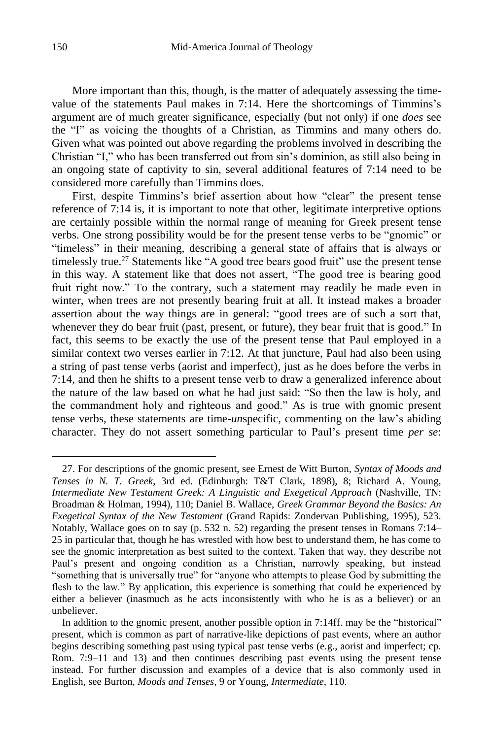More important than this, though, is the matter of adequately assessing the time-value of the statements Paul makes in 7:14. Here the shortcomings of Timmins's argument are of much greater significance, especially (but not only) if one *does* see the "I" as voicing the thoughts of a Christian, as Timmins and many others do. Given what was pointed out above regarding the problems involved in describing the Christian "I," who has been transferred out from sin's dominion, as still also being in an ongoing state of captivity to sin, several additional features of 7:14 need to be considered more carefully than Timmins does.

First, despite Timmins's brief assertion about how "clear" the present tense reference of 7:14 is, it is important to note that other, legitimate interpretive options are certainly possible within the normal range of meaning for Greek present tense verbs. One strong possibility would be for the present tense verbs to be "gnomic" or "timeless" in their meaning, describing a general state of affairs that is always or timelessly true.[27] Statements like "A good tree bears good fruit" use the present tense in this way. A statement like that does not assert, "The good tree is bearing good fruit right now." To the contrary, such a statement may readily be made even in winter, when trees are not presently bearing fruit at all. It instead makes a broader assertion about the way things are in general: "good trees are of such a sort that, whenever they do bear fruit (past, present, or future), they bear fruit that is good." In fact, this seems to be exactly the use of the present tense that Paul employed in a similar context two verses earlier in 7:12. At that juncture, Paul had also been using a string of past tense verbs (aorist and imperfect), just as he does before the verbs in 7:14, and then he shifts to a present tense verb to draw a generalized inference about the nature of the law based on what he had just said: "So then the law is holy, and the commandment holy and righteous and good." As is true with gnomic present tense verbs, these statements are time-*un*specific, commenting on the law's abiding character. They do not assert something particular to Paul's present time *per se*:

---

27. For descriptions of the gnomic present, see Ernest de Witt Burton, *Syntax of Moods and Tenses in N. T. Greek*, 3rd ed. (Edinburgh: T&T Clark, 1898), 8; Richard A. Young, *Intermediate New Testament Greek: A Linguistic and Exegetical Approach* (Nashville, TN: Broadman & Holman, 1994), 110; Daniel B. Wallace, *Greek Grammar Beyond the Basics: An Exegetical Syntax of the New Testament* (Grand Rapids: Zondervan Publishing, 1995), 523. Notably, Wallace goes on to say (p. 532 n. 52) regarding the present tenses in Romans 7:14–25 in particular that, though he has wrestled with how best to understand them, he has come to see the gnomic interpretation as best suited to the context. Taken that way, they describe not Paul's present and ongoing condition as a Christian, narrowly speaking, but instead "something that is universally true" for "anyone who attempts to please God by submitting the flesh to the law." By application, this experience is something that could be experienced by either a believer (inasmuch as he acts inconsistently with who he is as a believer) or an unbeliever.

In addition to the gnomic present, another possible option in 7:14ff. may be the "historical" present, which is common as part of narrative-like depictions of past events, where an author begins describing something past using typical past tense verbs (e.g., aorist and imperfect; cp. Rom. 7:9–11 and 13) and then continues describing past events using the present tense instead. For further discussion and examples of a device that is also commonly used in English, see Burton, *Moods and Tenses*, 9 or Young, *Intermediate*, 110.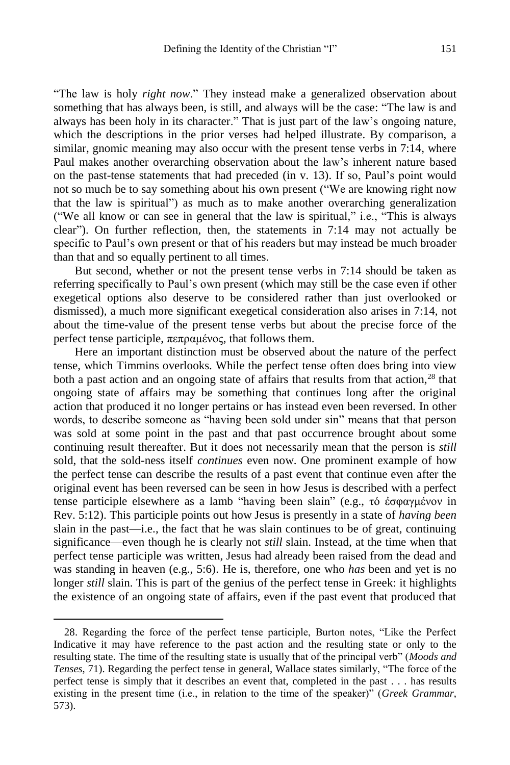"The law is holy *right now*." They instead make a generalized observation about something that has always been, is still, and always will be the case: "The law is and always has been holy in its character." That is just part of the law's ongoing nature, which the descriptions in the prior verses had helped illustrate. By comparison, a similar, gnomic meaning may also occur with the present tense verbs in 7:14, where Paul makes another overarching observation about the law's inherent nature based on the past-tense statements that had preceded (in v. 13). If so, Paul's point would not so much be to say something about his own present ("We are knowing right now that the law is spiritual") as much as to make another overarching generalization ("We all know or can see in general that the law is spiritual," i.e., "This is always clear"). On further reflection, then, the statements in 7:14 may not actually be specific to Paul's own present or that of his readers but may instead be much broader than that and so equally pertinent to all times.

But second, whether or not the present tense verbs in 7:14 should be taken as referring specifically to Paul's own present (which may still be the case even if other exegetical options also deserve to be considered rather than just overlooked or dismissed), a much more significant exegetical consideration also arises in 7:14, not about the time-value of the present tense verbs but about the precise force of the perfect tense participle, πεπραμένος, that follows them.

Here an important distinction must be observed about the nature of the perfect tense, which Timmins overlooks. While the perfect tense often does bring into view both a past action and an ongoing state of affairs that results from that action,[28] that ongoing state of affairs may be something that continues long after the original action that produced it no longer pertains or has instead even been reversed. In other words, to describe someone as "having been sold under sin" means that that person was sold at some point in the past and that past occurrence brought about some continuing result thereafter. But it does not necessarily mean that the person is *still* sold, that the sold-ness itself *continues* even now. One prominent example of how the perfect tense can describe the results of a past event that continue even after the original event has been reversed can be seen in how Jesus is described with a perfect tense participle elsewhere as a lamb "having been slain" (e.g., τό ἐσφαγμένον in Rev. 5:12). This participle points out how Jesus is presently in a state of *having been* slain in the past—i.e., the fact that he was slain continues to be of great, continuing significance—even though he is clearly not *still* slain. Instead, at the time when that perfect tense participle was written, Jesus had already been raised from the dead and was standing in heaven (e.g., 5:6). He is, therefore, one who *has* been and yet is no longer *still* slain. This is part of the genius of the perfect tense in Greek: it highlights the existence of an ongoing state of affairs, even if the past event that produced that

28. Regarding the force of the perfect tense participle, Burton notes, "Like the Perfect Indicative it may have reference to the past action and the resulting state or only to the resulting state. The time of the resulting state is usually that of the principal verb" (*Moods and Tenses*, 71). Regarding the perfect tense in general, Wallace states similarly, "The force of the perfect tense is simply that it describes an event that, completed in the past . . . has results existing in the present time (i.e., in relation to the time of the speaker)" (*Greek Grammar*, 573).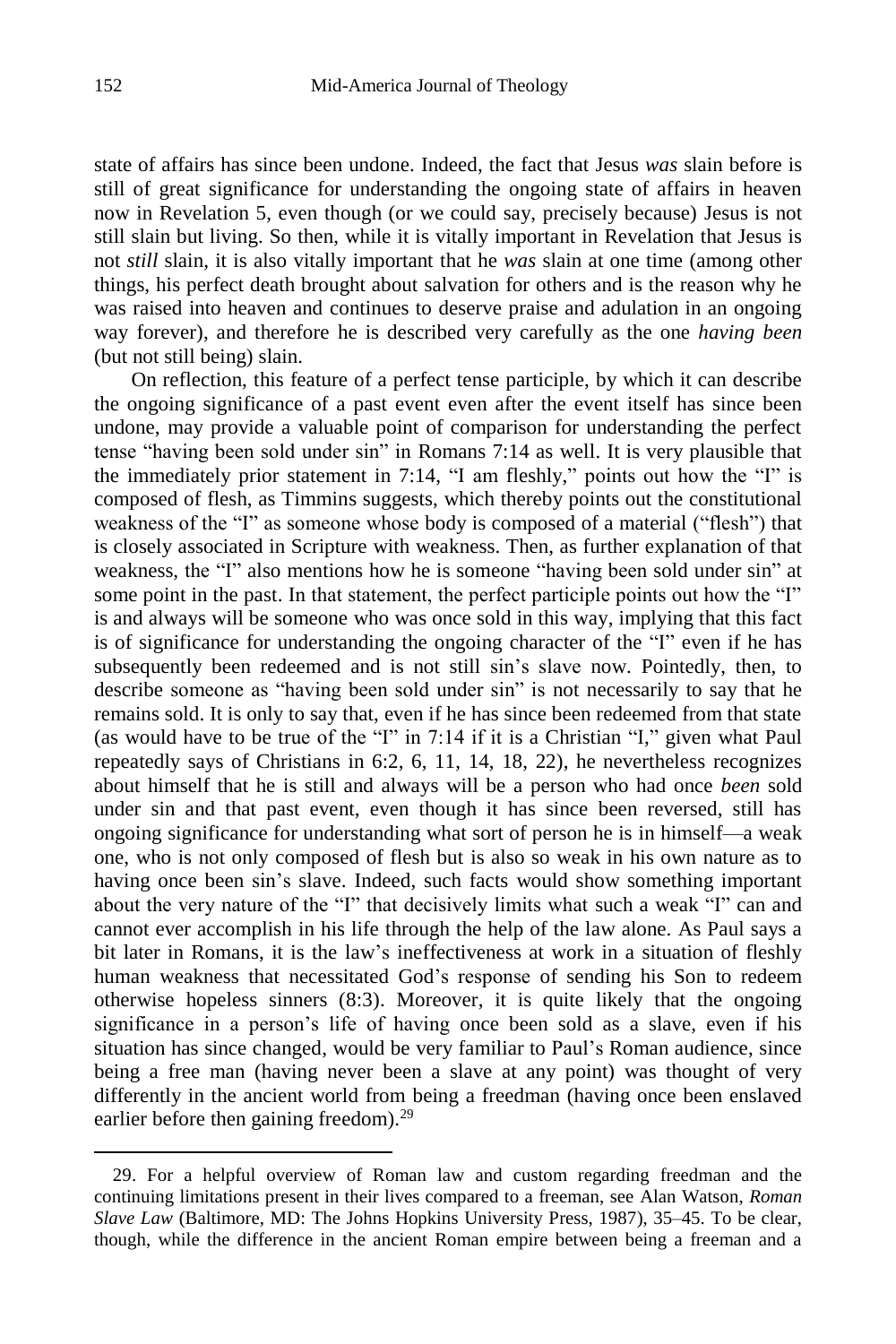state of affairs has since been undone. Indeed, the fact that Jesus *was* slain before is still of great significance for understanding the ongoing state of affairs in heaven now in Revelation 5, even though (or we could say, precisely because) Jesus is not still slain but living. So then, while it is vitally important in Revelation that Jesus is not *still* slain, it is also vitally important that he *was* slain at one time (among other things, his perfect death brought about salvation for others and is the reason why he was raised into heaven and continues to deserve praise and adulation in an ongoing way forever), and therefore he is described very carefully as the one *having been* (but not still being) slain.

On reflection, this feature of a perfect tense participle, by which it can describe the ongoing significance of a past event even after the event itself has since been undone, may provide a valuable point of comparison for understanding the perfect tense "having been sold under sin" in Romans 7:14 as well. It is very plausible that the immediately prior statement in 7:14, "I am fleshly," points out how the "I" is composed of flesh, as Timmins suggests, which thereby points out the constitutional weakness of the "I" as someone whose body is composed of a material ("flesh") that is closely associated in Scripture with weakness. Then, as further explanation of that weakness, the "I" also mentions how he is someone "having been sold under sin" at some point in the past. In that statement, the perfect participle points out how the "I" is and always will be someone who was once sold in this way, implying that this fact is of significance for understanding the ongoing character of the "I" even if he has subsequently been redeemed and is not still sin's slave now. Pointedly, then, to describe someone as "having been sold under sin" is not necessarily to say that he remains sold. It is only to say that, even if he has since been redeemed from that state (as would have to be true of the "I" in 7:14 if it is a Christian "I," given what Paul repeatedly says of Christians in 6:2, 6, 11, 14, 18, 22), he nevertheless recognizes about himself that he is still and always will be a person who had once *been* sold under sin and that past event, even though it has since been reversed, still has ongoing significance for understanding what sort of person he is in himself—a weak one, who is not only composed of flesh but is also so weak in his own nature as to having once been sin's slave. Indeed, such facts would show something important about the very nature of the "I" that decisively limits what such a weak "I" can and cannot ever accomplish in his life through the help of the law alone. As Paul says a bit later in Romans, it is the law's ineffectiveness at work in a situation of fleshly human weakness that necessitated God's response of sending his Son to redeem otherwise hopeless sinners (8:3). Moreover, it is quite likely that the ongoing significance in a person's life of having once been sold as a slave, even if his situation has since changed, would be very familiar to Paul's Roman audience, since being a free man (having never been a slave at any point) was thought of very differently in the ancient world from being a freedman (having once been enslaved earlier before then gaining freedom).[29]

29. For a helpful overview of Roman law and custom regarding freedman and the continuing limitations present in their lives compared to a freeman, see Alan Watson, *Roman Slave Law* (Baltimore, MD: The Johns Hopkins University Press, 1987), 35–45. To be clear, though, while the difference in the ancient Roman empire between being a freeman and a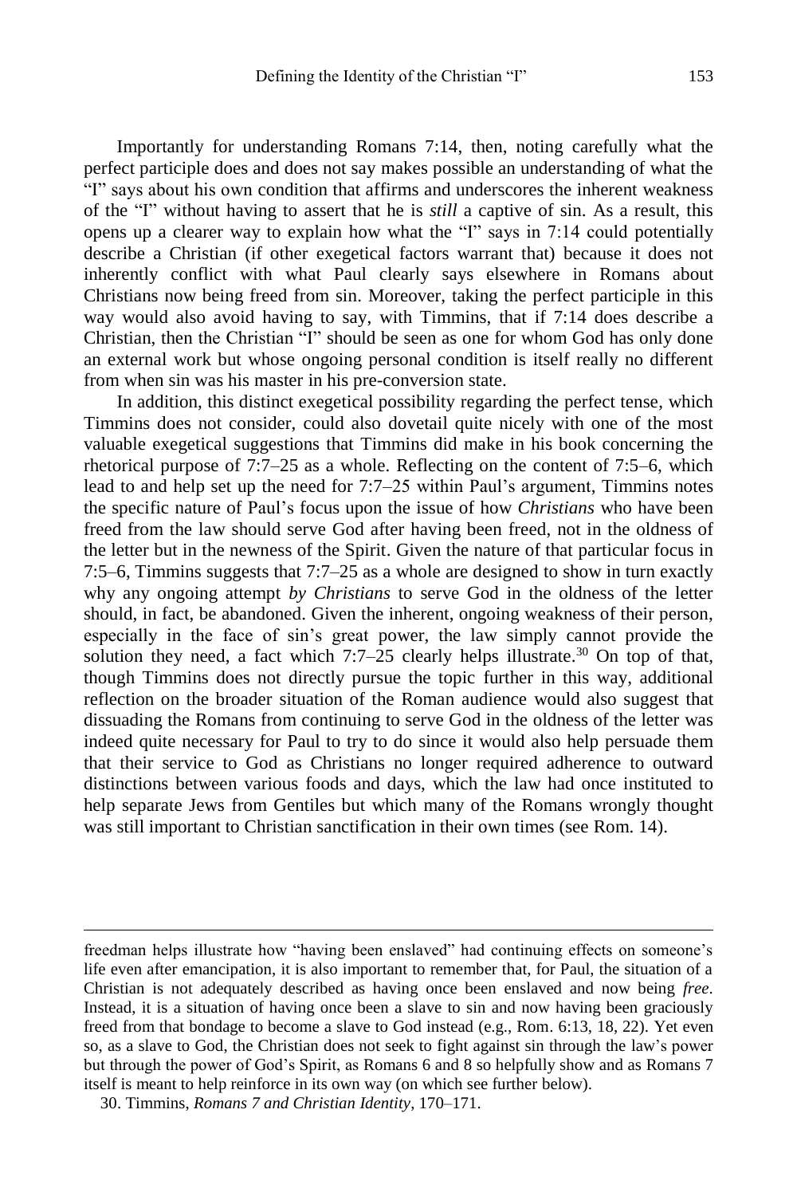Importantly for understanding Romans 7:14, then, noting carefully what the perfect participle does and does not say makes possible an understanding of what the "I" says about his own condition that affirms and underscores the inherent weakness of the "I" without having to assert that he is *still* a captive of sin. As a result, this opens up a clearer way to explain how what the "I" says in 7:14 could potentially describe a Christian (if other exegetical factors warrant that) because it does not inherently conflict with what Paul clearly says elsewhere in Romans about Christians now being freed from sin. Moreover, taking the perfect participle in this way would also avoid having to say, with Timmins, that if 7:14 does describe a Christian, then the Christian "I" should be seen as one for whom God has only done an external work but whose ongoing personal condition is itself really no different from when sin was his master in his pre-conversion state.

In addition, this distinct exegetical possibility regarding the perfect tense, which Timmins does not consider, could also dovetail quite nicely with one of the most valuable exegetical suggestions that Timmins did make in his book concerning the rhetorical purpose of 7:7–25 as a whole. Reflecting on the content of 7:5–6, which lead to and help set up the need for 7:7–25 within Paul's argument, Timmins notes the specific nature of Paul's focus upon the issue of how *Christians* who have been freed from the law should serve God after having been freed, not in the oldness of the letter but in the newness of the Spirit. Given the nature of that particular focus in 7:5–6, Timmins suggests that 7:7–25 as a whole are designed to show in turn exactly why any ongoing attempt *by Christians* to serve God in the oldness of the letter should, in fact, be abandoned. Given the inherent, ongoing weakness of their person, especially in the face of sin's great power, the law simply cannot provide the solution they need, a fact which 7:7–25 clearly helps illustrate.[30] On top of that, though Timmins does not directly pursue the topic further in this way, additional reflection on the broader situation of the Roman audience would also suggest that dissuading the Romans from continuing to serve God in the oldness of the letter was indeed quite necessary for Paul to try to do since it would also help persuade them that their service to God as Christians no longer required adherence to outward distinctions between various foods and days, which the law had once instituted to help separate Jews from Gentiles but which many of the Romans wrongly thought was still important to Christian sanctification in their own times (see Rom. 14).

---

freedman helps illustrate how "having been enslaved" had continuing effects on someone's life even after emancipation, it is also important to remember that, for Paul, the situation of a Christian is not adequately described as having once been enslaved and now being *free*. Instead, it is a situation of having once been a slave to sin and now having been graciously freed from that bondage to become a slave to God instead (e.g., Rom. 6:13, 18, 22). Yet even so, as a slave to God, the Christian does not seek to fight against sin through the law's power but through the power of God's Spirit, as Romans 6 and 8 so helpfully show and as Romans 7 itself is meant to help reinforce in its own way (on which see further below).

30. Timmins, *Romans 7 and Christian Identity*, 170–171.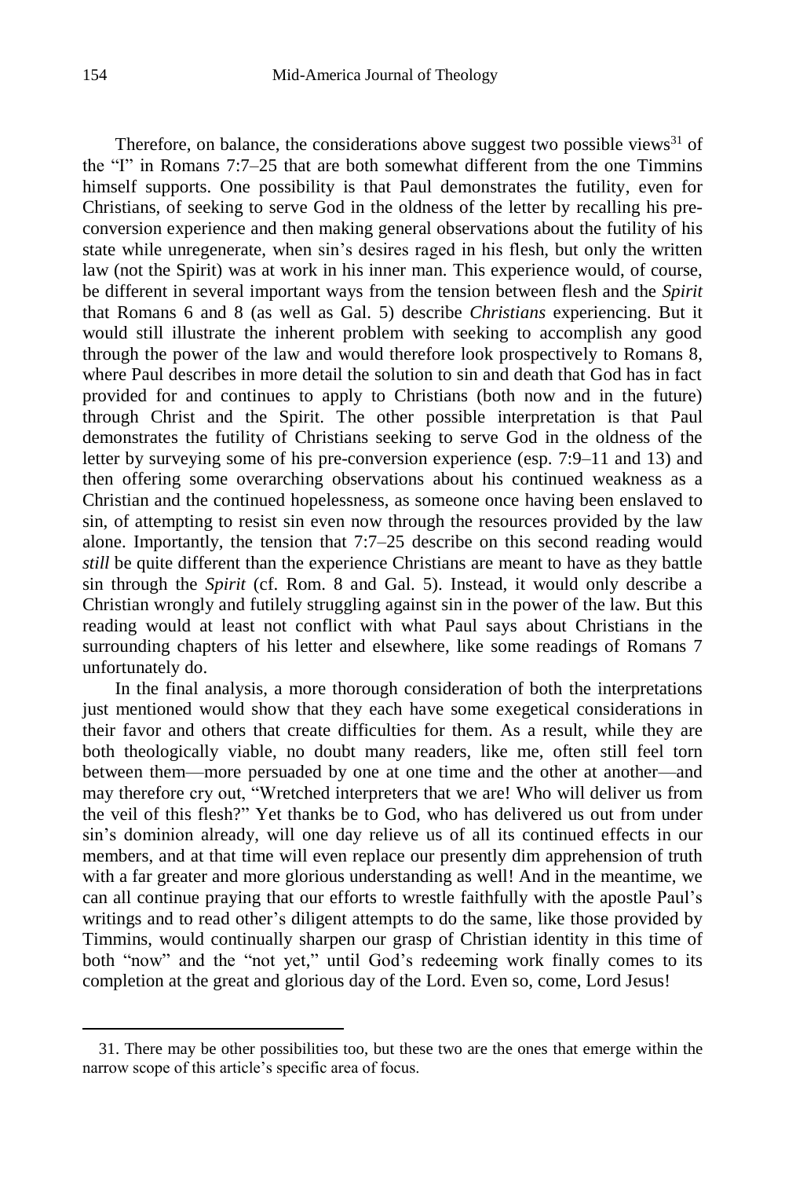Therefore, on balance, the considerations above suggest two possible views[31] of the "I" in Romans 7:7–25 that are both somewhat different from the one Timmins himself supports. One possibility is that Paul demonstrates the futility, even for Christians, of seeking to serve God in the oldness of the letter by recalling his pre-conversion experience and then making general observations about the futility of his state while unregenerate, when sin's desires raged in his flesh, but only the written law (not the Spirit) was at work in his inner man. This experience would, of course, be different in several important ways from the tension between flesh and the *Spirit* that Romans 6 and 8 (as well as Gal. 5) describe *Christians* experiencing. But it would still illustrate the inherent problem with seeking to accomplish any good through the power of the law and would therefore look prospectively to Romans 8, where Paul describes in more detail the solution to sin and death that God has in fact provided for and continues to apply to Christians (both now and in the future) through Christ and the Spirit. The other possible interpretation is that Paul demonstrates the futility of Christians seeking to serve God in the oldness of the letter by surveying some of his pre-conversion experience (esp. 7:9–11 and 13) and then offering some overarching observations about his continued weakness as a Christian and the continued hopelessness, as someone once having been enslaved to sin, of attempting to resist sin even now through the resources provided by the law alone. Importantly, the tension that 7:7–25 describe on this second reading would *still* be quite different than the experience Christians are meant to have as they battle sin through the *Spirit* (cf. Rom. 8 and Gal. 5). Instead, it would only describe a Christian wrongly and futilely struggling against sin in the power of the law. But this reading would at least not conflict with what Paul says about Christians in the surrounding chapters of his letter and elsewhere, like some readings of Romans 7 unfortunately do.

In the final analysis, a more thorough consideration of both the interpretations just mentioned would show that they each have some exegetical considerations in their favor and others that create difficulties for them. As a result, while they are both theologically viable, no doubt many readers, like me, often still feel torn between them—more persuaded by one at one time and the other at another—and may therefore cry out, "Wretched interpreters that we are! Who will deliver us from the veil of this flesh?" Yet thanks be to God, who has delivered us out from under sin's dominion already, will one day relieve us of all its continued effects in our members, and at that time will even replace our presently dim apprehension of truth with a far greater and more glorious understanding as well! And in the meantime, we can all continue praying that our efforts to wrestle faithfully with the apostle Paul's writings and to read other's diligent attempts to do the same, like those provided by Timmins, would continually sharpen our grasp of Christian identity in this time of both "now" and the "not yet," until God's redeeming work finally comes to its completion at the great and glorious day of the Lord. Even so, come, Lord Jesus!

---

31. There may be other possibilities too, but these two are the ones that emerge within the narrow scope of this article's specific area of focus.